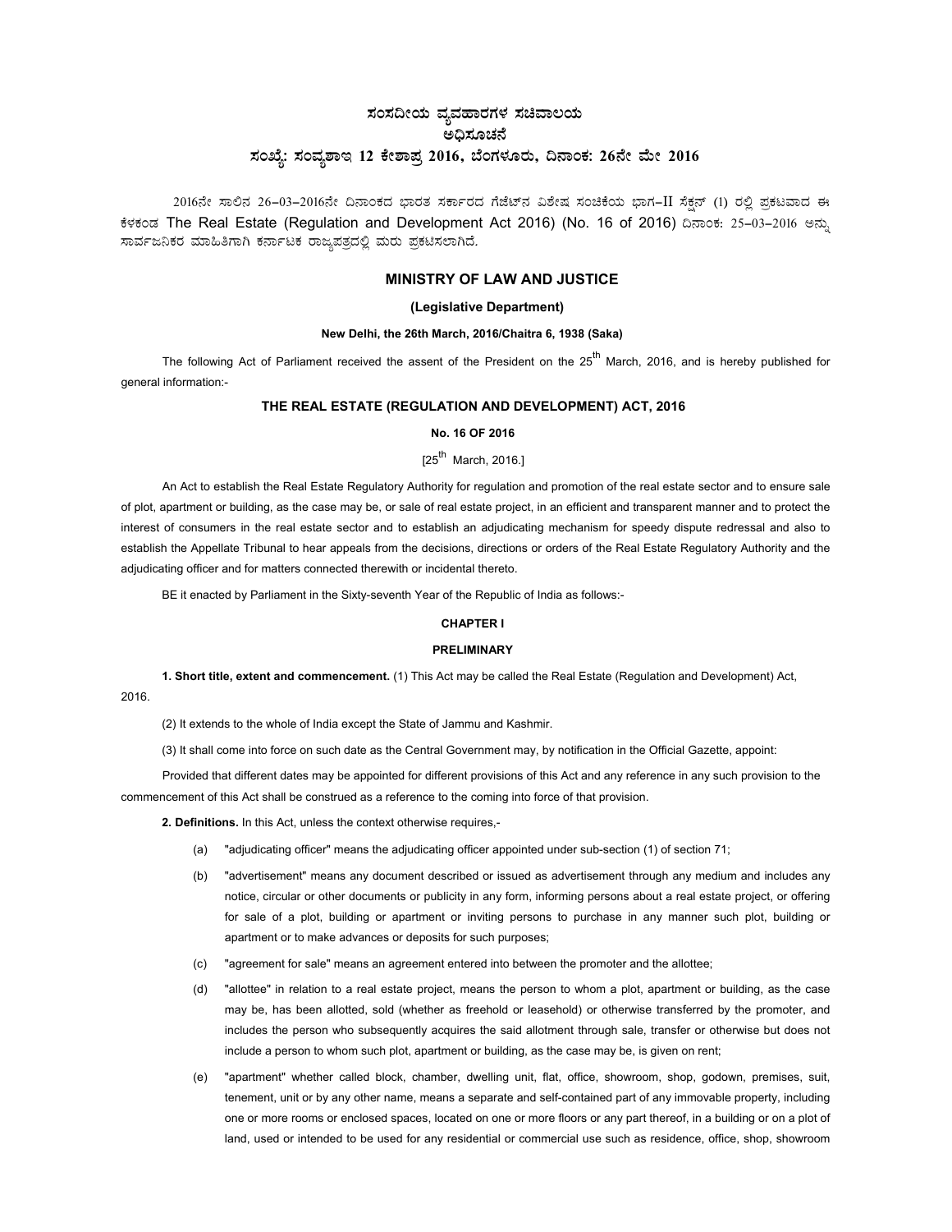# ಸಂಸದೀಯ ವ್ಯವಹಾರಗಳ ಸಚಿವಾಲಯ

## ಅಧಿಸೂಚನೆ

### ಸಂಖ್ಯೆ: ಸಂವ್ಯಶಾಇ 12 ಕೇಶಾಪ್ರ 2016, ಬೆಂಗಳೂರು, ದಿನಾಂಕ: 26ನೇ ಮೇ 2016

2016ನೇ ಸಾಲಿನ 26–03–2016ನೇ ದಿನಾಂಕದ ಭಾರತ ಸರ್ಕಾರದ ಗೆಜೆಟ್‌ನ ವಿಶೇಷ ಸಂಚಿಕೆಯ ಭಾಗ–II ಸೆಕ್ಷನ್ (1) ರಲ್ಲಿ ಪ್ರಕಟವಾದ ಈ ಕೆಳಕಂಡ The Real Estate (Regulation and Development Act 2016) (No. 16 of 2016) ದಿನಾಂಕ: 25–03–2016 ಅನ್ನು ಸಾರ್ವಜನಿಕರ ಮಾಹಿತಿಗಾಗಿ ಕರ್ನಾಟಕ ರಾಜ್ಯಪತ್ರದಲ್ಲಿ ಮರು ಪ್ರಕಟಿಸಲಾಗಿದೆ.

## MINISTRY OF LAW AND JUSTICE

**(Legislative Department)**

**New Delhi, the 26th March, 2016/Chaitra 6, 1938 (Saka)**

The following Act of Parliament received the assent of the President on the 25th March, 2016, and is hereby published for general information:-

## THE REAL ESTATE (REGULATION AND DEVELOPMENT) ACT, 2016

**No. 16 OF 2016**

[25th March, 2016.]

An Act to establish the Real Estate Regulatory Authority for regulation and promotion of the real estate sector and to ensure sale of plot, apartment or building, as the case may be, or sale of real estate project, in an efficient and transparent manner and to protect the interest of consumers in the real estate sector and to establish an adjudicating mechanism for speedy dispute redressal and also to establish the Appellate Tribunal to hear appeals from the decisions, directions or orders of the Real Estate Regulatory Authority and the adjudicating officer and for matters connected therewith or incidental thereto.

BE it enacted by Parliament in the Sixty-seventh Year of the Republic of India as follows:-

### CHAPTER I

### PRELIMINARY

**1. Short title, extent and commencement.** (1) This Act may be called the Real Estate (Regulation and Development) Act, 2016.

(2) It extends to the whole of India except the State of Jammu and Kashmir.

(3) It shall come into force on such date as the Central Government may, by notification in the Official Gazette, appoint:

Provided that different dates may be appointed for different provisions of this Act and any reference in any such provision to the commencement of this Act shall be construed as a reference to the coming into force of that provision.

**2. Definitions.** In this Act, unless the context otherwise requires,-

(a) "adjudicating officer" means the adjudicating officer appointed under sub-section (1) of section 71;

(b) "advertisement" means any document described or issued as advertisement through any medium and includes any notice, circular or other documents or publicity in any form, informing persons about a real estate project, or offering for sale of a plot, building or apartment or inviting persons to purchase in any manner such plot, building or apartment or to make advances or deposits for such purposes;

(c) "agreement for sale" means an agreement entered into between the promoter and the allottee;

(d) "allottee" in relation to a real estate project, means the person to whom a plot, apartment or building, as the case may be, has been allotted, sold (whether as freehold or leasehold) or otherwise transferred by the promoter, and includes the person who subsequently acquires the said allotment through sale, transfer or otherwise but does not include a person to whom such plot, apartment or building, as the case may be, is given on rent;

(e) "apartment" whether called block, chamber, dwelling unit, flat, office, showroom, shop, godown, premises, suit, tenement, unit or by any other name, means a separate and self-contained part of any immovable property, including one or more rooms or enclosed spaces, located on one or more floors or any part thereof, in a building or on a plot of land, used or intended to be used for any residential or commercial use such as residence, office, shop, showroom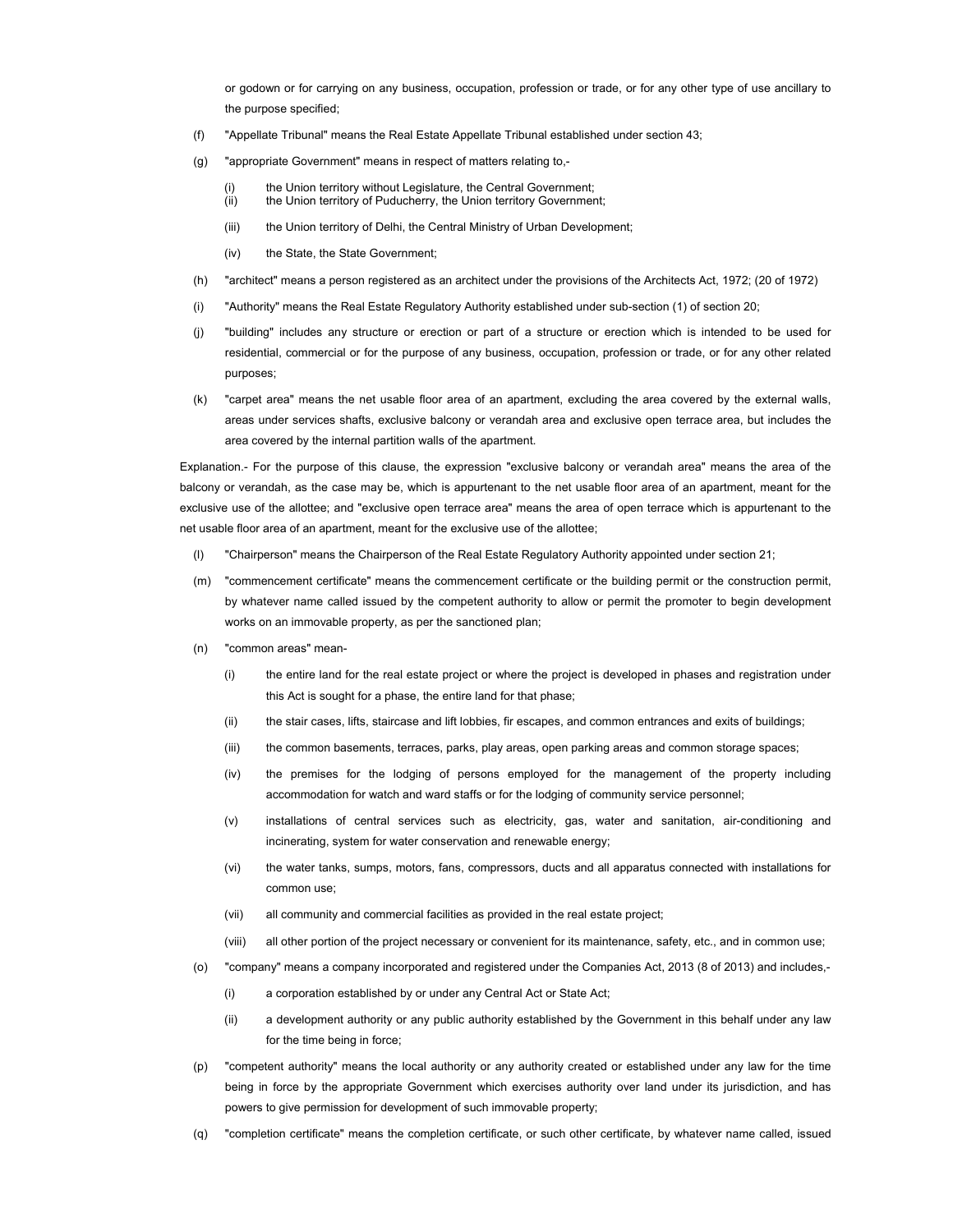or godown or for carrying on any business, occupation, profession or trade, or for any other type of use ancillary to the purpose specified;

(f) "Appellate Tribunal" means the Real Estate Appellate Tribunal established under section 43;

(g) "appropriate Government" means in respect of matters relating to,-

(i) the Union territory without Legislature, the Central Government;
(ii) the Union territory of Puducherry, the Union territory Government;

(iii) the Union territory of Delhi, the Central Ministry of Urban Development;

(iv) the State, the State Government;

(h) "architect" means a person registered as an architect under the provisions of the Architects Act, 1972; (20 of 1972)

(i) "Authority" means the Real Estate Regulatory Authority established under sub-section (1) of section 20;

(j) "building" includes any structure or erection or part of a structure or erection which is intended to be used for residential, commercial or for the purpose of any business, occupation, profession or trade, or for any other related purposes;

(k) "carpet area" means the net usable floor area of an apartment, excluding the area covered by the external walls, areas under services shafts, exclusive balcony or verandah area and exclusive open terrace area, but includes the area covered by the internal partition walls of the apartment.

Explanation.- For the purpose of this clause, the expression "exclusive balcony or verandah area" means the area of the balcony or verandah, as the case may be, which is appurtenant to the net usable floor area of an apartment, meant for the exclusive use of the allottee; and "exclusive open terrace area" means the area of open terrace which is appurtenant to the net usable floor area of an apartment, meant for the exclusive use of the allottee;

(l) "Chairperson" means the Chairperson of the Real Estate Regulatory Authority appointed under section 21;

(m) "commencement certificate" means the commencement certificate or the building permit or the construction permit, by whatever name called issued by the competent authority to allow or permit the promoter to begin development works on an immovable property, as per the sanctioned plan;

(n) "common areas" mean-

(i) the entire land for the real estate project or where the project is developed in phases and registration under this Act is sought for a phase, the entire land for that phase;

(ii) the stair cases, lifts, staircase and lift lobbies, fir escapes, and common entrances and exits of buildings;

(iii) the common basements, terraces, parks, play areas, open parking areas and common storage spaces;

(iv) the premises for the lodging of persons employed for the management of the property including accommodation for watch and ward staffs or for the lodging of community service personnel;

(v) installations of central services such as electricity, gas, water and sanitation, air-conditioning and incinerating, system for water conservation and renewable energy;

(vi) the water tanks, sumps, motors, fans, compressors, ducts and all apparatus connected with installations for common use;

(vii) all community and commercial facilities as provided in the real estate project;

(viii) all other portion of the project necessary or convenient for its maintenance, safety, etc., and in common use;

(o) "company" means a company incorporated and registered under the Companies Act, 2013 (8 of 2013) and includes,-

(i) a corporation established by or under any Central Act or State Act;

(ii) a development authority or any public authority established by the Government in this behalf under any law for the time being in force;

(p) "competent authority" means the local authority or any authority created or established under any law for the time being in force by the appropriate Government which exercises authority over land under its jurisdiction, and has powers to give permission for development of such immovable property;

(q) "completion certificate" means the completion certificate, or such other certificate, by whatever name called, issued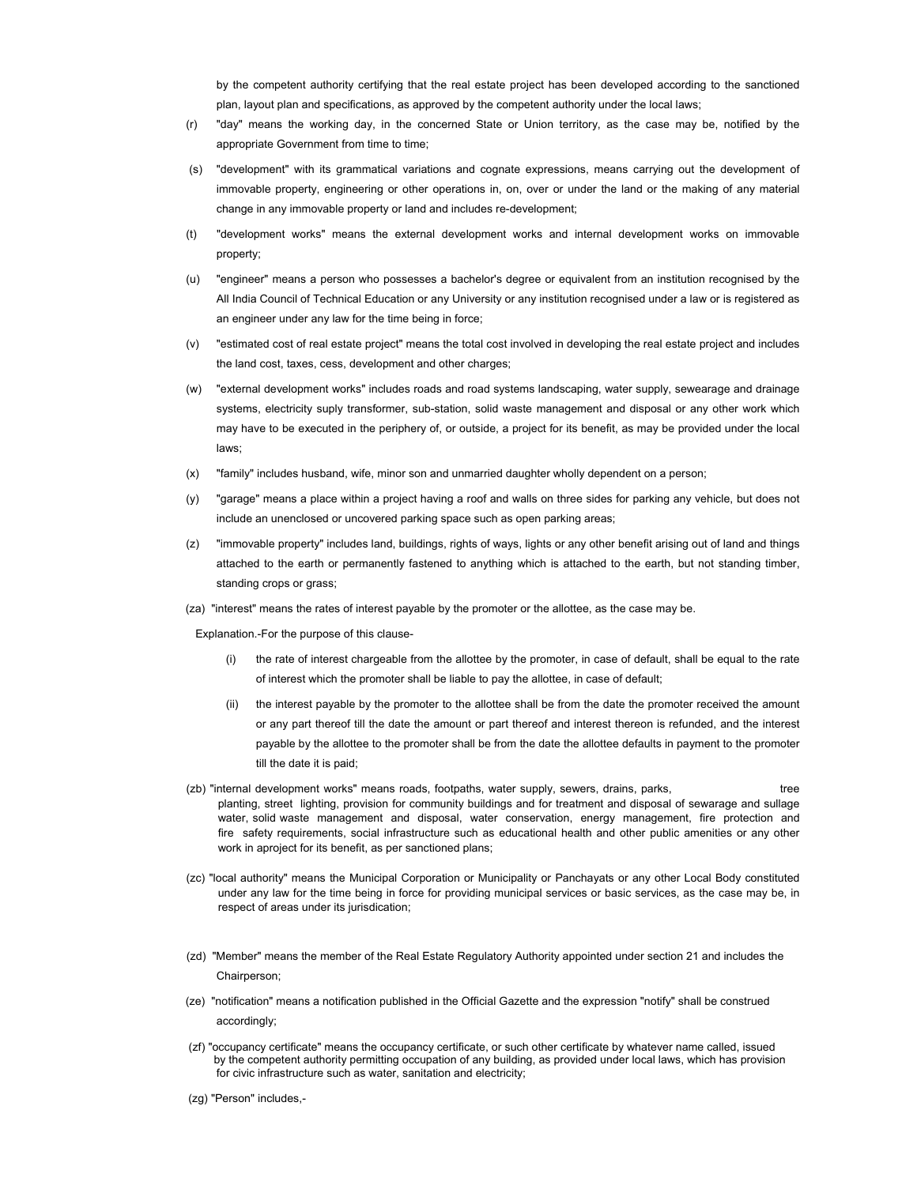by the competent authority certifying that the real estate project has been developed according to the sanctioned plan, layout plan and specifications, as approved by the competent authority under the local laws;

(r) "day" means the working day, in the concerned State or Union territory, as the case may be, notified by the appropriate Government from time to time;

(s) "development" with its grammatical variations and cognate expressions, means carrying out the development of immovable property, engineering or other operations in, on, over or under the land or the making of any material change in any immovable property or land and includes re-development;

(t) "development works" means the external development works and internal development works on immovable property;

(u) "engineer" means a person who possesses a bachelor's degree or equivalent from an institution recognised by the All India Council of Technical Education or any University or any institution recognised under a law or is registered as an engineer under any law for the time being in force;

(v) "estimated cost of real estate project" means the total cost involved in developing the real estate project and includes the land cost, taxes, cess, development and other charges;

(w) "external development works" includes roads and road systems landscaping, water supply, sewearage and drainage systems, electricity suply transformer, sub-station, solid waste management and disposal or any other work which may have to be executed in the periphery of, or outside, a project for its benefit, as may be provided under the local laws;

(x) "family" includes husband, wife, minor son and unmarried daughter wholly dependent on a person;

(y) "garage" means a place within a project having a roof and walls on three sides for parking any vehicle, but does not include an unenclosed or uncovered parking space such as open parking areas;

(z) "immovable property" includes land, buildings, rights of ways, lights or any other benefit arising out of land and things attached to the earth or permanently fastened to anything which is attached to the earth, but not standing timber, standing crops or grass;

(za) "interest" means the rates of interest payable by the promoter or the allottee, as the case may be.

Explanation.-For the purpose of this clause-

(i) the rate of interest chargeable from the allottee by the promoter, in case of default, shall be equal to the rate of interest which the promoter shall be liable to pay the allottee, in case of default;

(ii) the interest payable by the promoter to the allottee shall be from the date the promoter received the amount or any part thereof till the date the amount or part thereof and interest thereon is refunded, and the interest payable by the allottee to the promoter shall be from the date the allottee defaults in payment to the promoter till the date it is paid;

(zb) "internal development works" means roads, footpaths, water supply, sewers, drains, parks, tree planting, street lighting, provision for community buildings and for treatment and disposal of sewarage and sullage water, solid waste management and disposal, water conservation, energy management, fire protection and fire safety requirements, social infrastructure such as educational health and other public amenities or any other work in aproject for its benefit, as per sanctioned plans;

(zc) "local authority" means the Municipal Corporation or Municipality or Panchayats or any other Local Body constituted under any law for the time being in force for providing municipal services or basic services, as the case may be, in respect of areas under its jurisdication;

(zd) "Member" means the member of the Real Estate Regulatory Authority appointed under section 21 and includes the Chairperson;

(ze) "notification" means a notification published in the Official Gazette and the expression "notify" shall be construed accordingly;

(zf) "occupancy certificate" means the occupancy certificate, or such other certificate by whatever name called, issued by the competent authority permitting occupation of any building, as provided under local laws, which has provision for civic infrastructure such as water, sanitation and electricity;

(zg) "Person" includes,-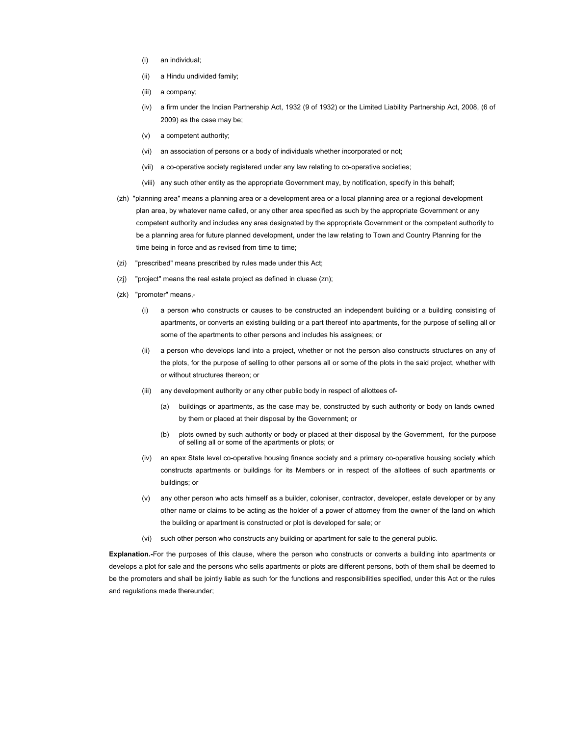(i) an individual;

(ii) a Hindu undivided family;

(iii) a company;

(iv) a firm under the Indian Partnership Act, 1932 (9 of 1932) or the Limited Liability Partnership Act, 2008, (6 of 2009) as the case may be;

(v) a competent authority;

(vi) an association of persons or a body of individuals whether incorporated or not;

(vii) a co-operative society registered under any law relating to co-operative societies;

(viii) any such other entity as the appropriate Government may, by notification, specify in this behalf;

(zh) "planning area" means a planning area or a development area or a local planning area or a regional development plan area, by whatever name called, or any other area specified as such by the appropriate Government or any competent authority and includes any area designated by the appropriate Government or the competent authority to be a planning area for future planned development, under the law relating to Town and Country Planning for the time being in force and as revised from time to time;

(zi) "prescribed" means prescribed by rules made under this Act;

(zj) "project" means the real estate project as defined in cluase (zn);

(zk) "promoter" means,-

(i) a person who constructs or causes to be constructed an independent building or a building consisting of apartments, or converts an existing building or a part thereof into apartments, for the purpose of selling all or some of the apartments to other persons and includes his assignees; or

(ii) a person who develops land into a project, whether or not the person also constructs structures on any of the plots, for the purpose of selling to other persons all or some of the plots in the said project, whether with or without structures thereon; or

(iii) any development authority or any other public body in respect of allottees of-

(a) buildings or apartments, as the case may be, constructed by such authority or body on lands owned by them or placed at their disposal by the Government; or

(b) plots owned by such authority or body or placed at their disposal by the Government, for the purpose of selling all or some of the apartments or plots; or

(iv) an apex State level co-operative housing finance society and a primary co-operative housing society which constructs apartments or buildings for its Members or in respect of the allottees of such apartments or buildings; or

(v) any other person who acts himself as a builder, coloniser, contractor, developer, estate developer or by any other name or claims to be acting as the holder of a power of attorney from the owner of the land on which the building or apartment is constructed or plot is developed for sale; or

(vi) such other person who constructs any building or apartment for sale to the general public.

**Explanation.-**For the purposes of this clause, where the person who constructs or converts a building into apartments or develops a plot for sale and the persons who sells apartments or plots are different persons, both of them shall be deemed to be the promoters and shall be jointly liable as such for the functions and responsibilities specified, under this Act or the rules and regulations made thereunder;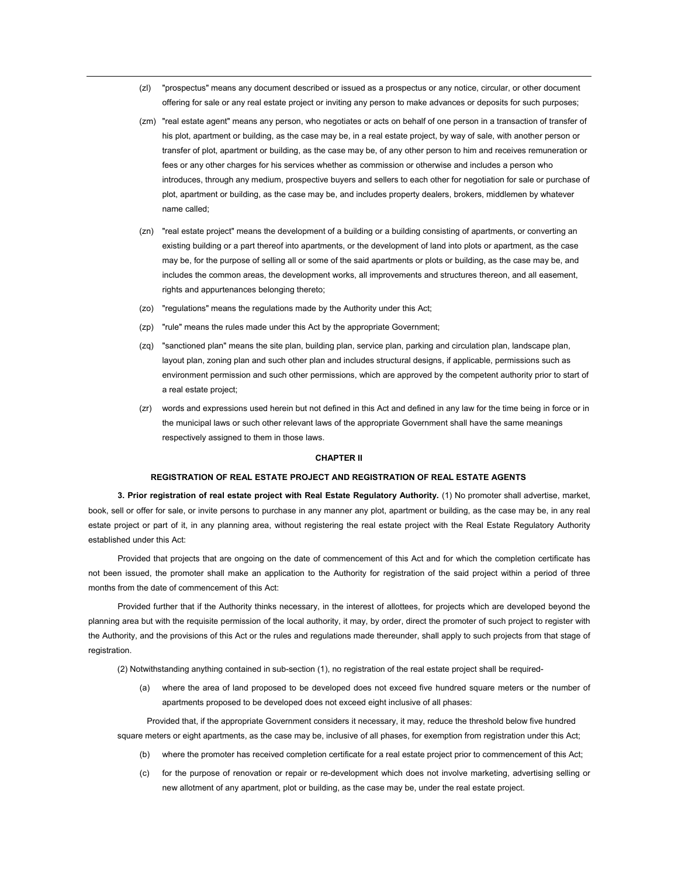(zl) "prospectus" means any document described or issued as a prospectus or any notice, circular, or other document offering for sale or any real estate project or inviting any person to make advances or deposits for such purposes;

(zm) "real estate agent" means any person, who negotiates or acts on behalf of one person in a transaction of transfer of his plot, apartment or building, as the case may be, in a real estate project, by way of sale, with another person or transfer of plot, apartment or building, as the case may be, of any other person to him and receives remuneration or fees or any other charges for his services whether as commission or otherwise and includes a person who introduces, through any medium, prospective buyers and sellers to each other for negotiation for sale or purchase of plot, apartment or building, as the case may be, and includes property dealers, brokers, middlemen by whatever name called;

(zn) "real estate project" means the development of a building or a building consisting of apartments, or converting an existing building or a part thereof into apartments, or the development of land into plots or apartment, as the case may be, for the purpose of selling all or some of the said apartments or plots or building, as the case may be, and includes the common areas, the development works, all improvements and structures thereon, and all easement, rights and appurtenances belonging thereto;

(zo) "regulations" means the regulations made by the Authority under this Act;

(zp) "rule" means the rules made under this Act by the appropriate Government;

(zq) "sanctioned plan" means the site plan, building plan, service plan, parking and circulation plan, landscape plan, layout plan, zoning plan and such other plan and includes structural designs, if applicable, permissions such as environment permission and such other permissions, which are approved by the competent authority prior to start of a real estate project;

(zr) words and expressions used herein but not defined in this Act and defined in any law for the time being in force or in the municipal laws or such other relevant laws of the appropriate Government shall have the same meanings respectively assigned to them in those laws.

## CHAPTER II

### REGISTRATION OF REAL ESTATE PROJECT AND REGISTRATION OF REAL ESTATE AGENTS

**3. Prior registration of real estate project with Real Estate Regulatory Authority.** (1) No promoter shall advertise, market, book, sell or offer for sale, or invite persons to purchase in any manner any plot, apartment or building, as the case may be, in any real estate project or part of it, in any planning area, without registering the real estate project with the Real Estate Regulatory Authority established under this Act:

Provided that projects that are ongoing on the date of commencement of this Act and for which the completion certificate has not been issued, the promoter shall make an application to the Authority for registration of the said project within a period of three months from the date of commencement of this Act:

Provided further that if the Authority thinks necessary, in the interest of allottees, for projects which are developed beyond the planning area but with the requisite permission of the local authority, it may, by order, direct the promoter of such project to register with the Authority, and the provisions of this Act or the rules and regulations made thereunder, shall apply to such projects from that stage of registration.

(2) Notwithstanding anything contained in sub-section (1), no registration of the real estate project shall be required-

(a) where the area of land proposed to be developed does not exceed five hundred square meters or the number of apartments proposed to be developed does not exceed eight inclusive of all phases:

Provided that, if the appropriate Government considers it necessary, it may, reduce the threshold below five hundred square meters or eight apartments, as the case may be, inclusive of all phases, for exemption from registration under this Act;

(b) where the promoter has received completion certificate for a real estate project prior to commencement of this Act;

(c) for the purpose of renovation or repair or re-development which does not involve marketing, advertising selling or new allotment of any apartment, plot or building, as the case may be, under the real estate project.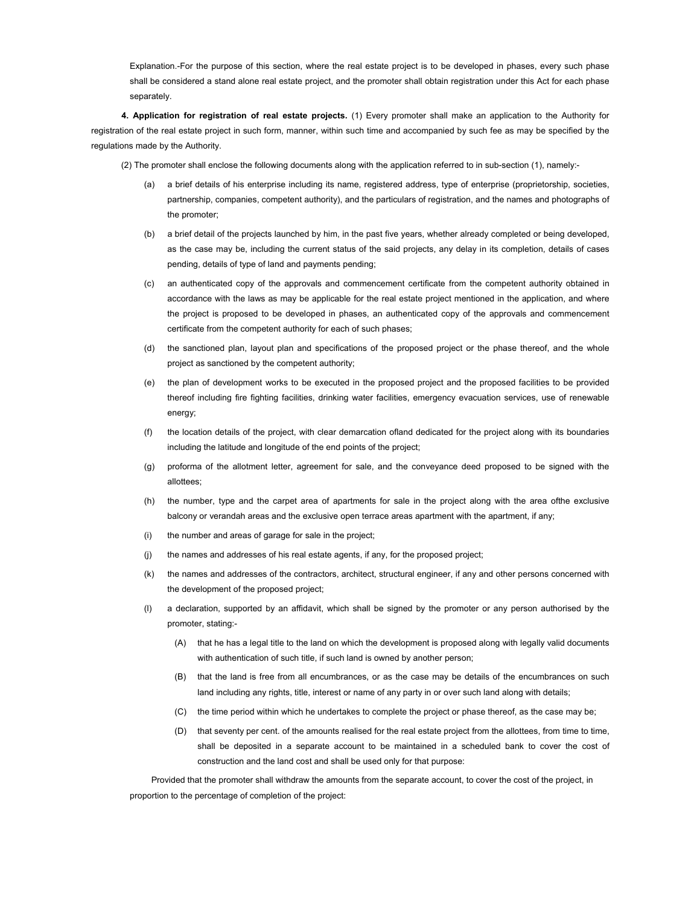Explanation.-For the purpose of this section, where the real estate project is to be developed in phases, every such phase shall be considered a stand alone real estate project, and the promoter shall obtain registration under this Act for each phase separately.

**4. Application for registration of real estate projects.** (1) Every promoter shall make an application to the Authority for registration of the real estate project in such form, manner, within such time and accompanied by such fee as may be specified by the regulations made by the Authority.

(2) The promoter shall enclose the following documents along with the application referred to in sub-section (1), namely:-

(a) a brief details of his enterprise including its name, registered address, type of enterprise (proprietorship, societies, partnership, companies, competent authority), and the particulars of registration, and the names and photographs of the promoter;

(b) a brief detail of the projects launched by him, in the past five years, whether already completed or being developed, as the case may be, including the current status of the said projects, any delay in its completion, details of cases pending, details of type of land and payments pending;

(c) an authenticated copy of the approvals and commencement certificate from the competent authority obtained in accordance with the laws as may be applicable for the real estate project mentioned in the application, and where the project is proposed to be developed in phases, an authenticated copy of the approvals and commencement certificate from the competent authority for each of such phases;

(d) the sanctioned plan, layout plan and specifications of the proposed project or the phase thereof, and the whole project as sanctioned by the competent authority;

(e) the plan of development works to be executed in the proposed project and the proposed facilities to be provided thereof including fire fighting facilities, drinking water facilities, emergency evacuation services, use of renewable energy;

(f) the location details of the project, with clear demarcation ofland dedicated for the project along with its boundaries including the latitude and longitude of the end points of the project;

(g) proforma of the allotment letter, agreement for sale, and the conveyance deed proposed to be signed with the allottees;

(h) the number, type and the carpet area of apartments for sale in the project along with the area ofthe exclusive balcony or verandah areas and the exclusive open terrace areas apartment with the apartment, if any;

(i) the number and areas of garage for sale in the project;

(j) the names and addresses of his real estate agents, if any, for the proposed project;

(k) the names and addresses of the contractors, architect, structural engineer, if any and other persons concerned with the development of the proposed project;

(l) a declaration, supported by an affidavit, which shall be signed by the promoter or any person authorised by the promoter, stating:-

   (A) that he has a legal title to the land on which the development is proposed along with legally valid documents with authentication of such title, if such land is owned by another person;

   (B) that the land is free from all encumbrances, or as the case may be details of the encumbrances on such land including any rights, title, interest or name of any party in or over such land along with details;

   (C) the time period within which he undertakes to complete the project or phase thereof, as the case may be;

   (D) that seventy per cent. of the amounts realised for the real estate project from the allottees, from time to time, shall be deposited in a separate account to be maintained in a scheduled bank to cover the cost of construction and the land cost and shall be used only for that purpose:

Provided that the promoter shall withdraw the amounts from the separate account, to cover the cost of the project, in proportion to the percentage of completion of the project: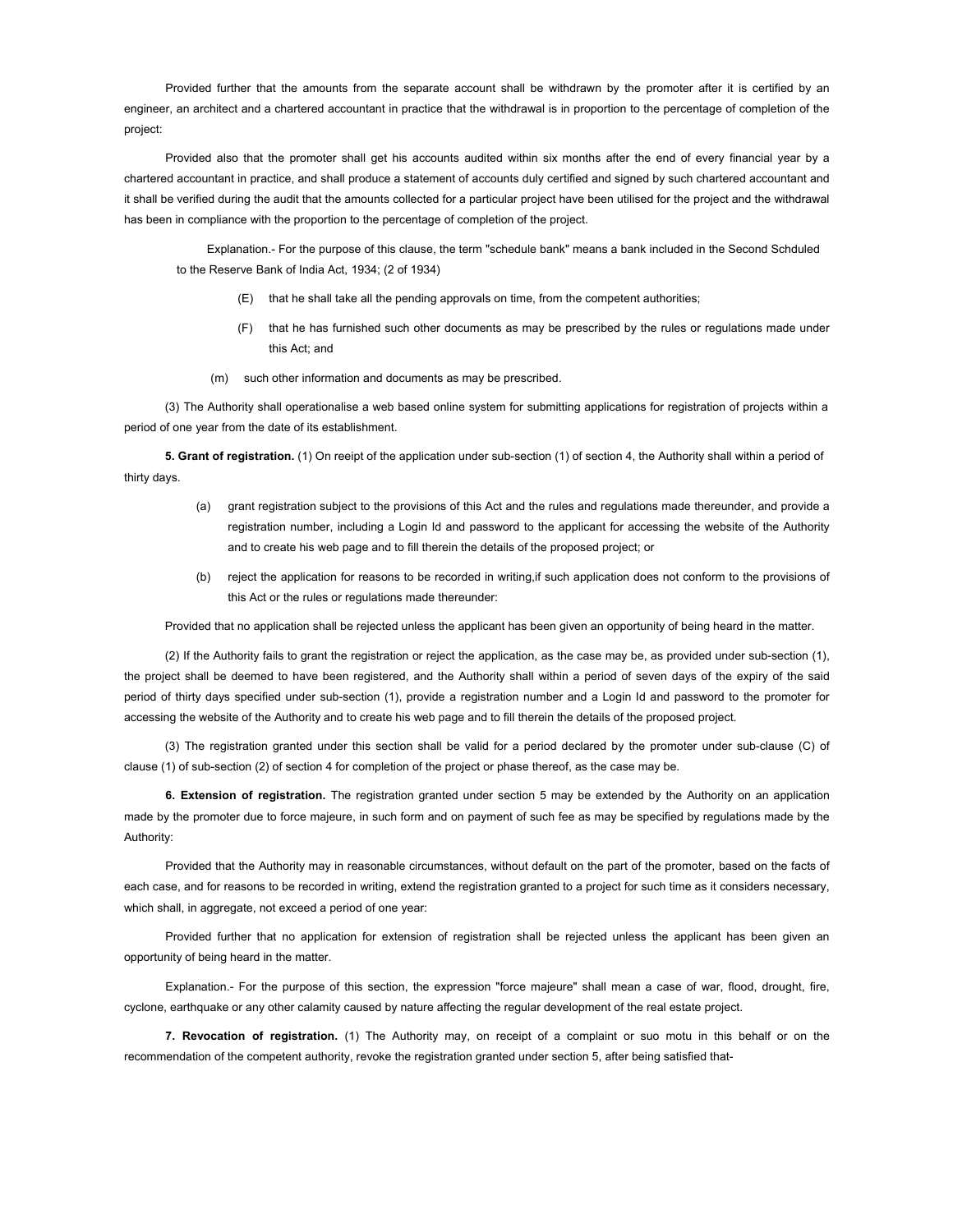Provided further that the amounts from the separate account shall be withdrawn by the promoter after it is certified by an engineer, an architect and a chartered accountant in practice that the withdrawal is in proportion to the percentage of completion of the project:

Provided also that the promoter shall get his accounts audited within six months after the end of every financial year by a chartered accountant in practice, and shall produce a statement of accounts duly certified and signed by such chartered accountant and it shall be verified during the audit that the amounts collected for a particular project have been utilised for the project and the withdrawal has been in compliance with the proportion to the percentage of completion of the project.

Explanation.- For the purpose of this clause, the term "schedule bank" means a bank included in the Second Schduled to the Reserve Bank of India Act, 1934; (2 of 1934)

(E) that he shall take all the pending approvals on time, from the competent authorities;

(F) that he has furnished such other documents as may be prescribed by the rules or regulations made under this Act; and

(m) such other information and documents as may be prescribed.

(3) The Authority shall operationalise a web based online system for submitting applications for registration of projects within a period of one year from the date of its establishment.

**5. Grant of registration.** (1) On reeipt of the application under sub-section (1) of section 4, the Authority shall within a period of thirty days.

(a) grant registration subject to the provisions of this Act and the rules and regulations made thereunder, and provide a registration number, including a Login Id and password to the applicant for accessing the website of the Authority and to create his web page and to fill therein the details of the proposed project; or

(b) reject the application for reasons to be recorded in writing,if such application does not conform to the provisions of this Act or the rules or regulations made thereunder:

Provided that no application shall be rejected unless the applicant has been given an opportunity of being heard in the matter.

(2) If the Authority fails to grant the registration or reject the application, as the case may be, as provided under sub-section (1), the project shall be deemed to have been registered, and the Authority shall within a period of seven days of the expiry of the said period of thirty days specified under sub-section (1), provide a registration number and a Login Id and password to the promoter for accessing the website of the Authority and to create his web page and to fill therein the details of the proposed project.

(3) The registration granted under this section shall be valid for a period declared by the promoter under sub-clause (C) of clause (1) of sub-section (2) of section 4 for completion of the project or phase thereof, as the case may be.

**6. Extension of registration.** The registration granted under section 5 may be extended by the Authority on an application made by the promoter due to force majeure, in such form and on payment of such fee as may be specified by regulations made by the Authority:

Provided that the Authority may in reasonable circumstances, without default on the part of the promoter, based on the facts of each case, and for reasons to be recorded in writing, extend the registration granted to a project for such time as it considers necessary, which shall, in aggregate, not exceed a period of one year:

Provided further that no application for extension of registration shall be rejected unless the applicant has been given an opportunity of being heard in the matter.

Explanation.- For the purpose of this section, the expression "force majeure" shall mean a case of war, flood, drought, fire, cyclone, earthquake or any other calamity caused by nature affecting the regular development of the real estate project.

**7. Revocation of registration.** (1) The Authority may, on receipt of a complaint or suo motu in this behalf or on the recommendation of the competent authority, revoke the registration granted under section 5, after being satisfied that-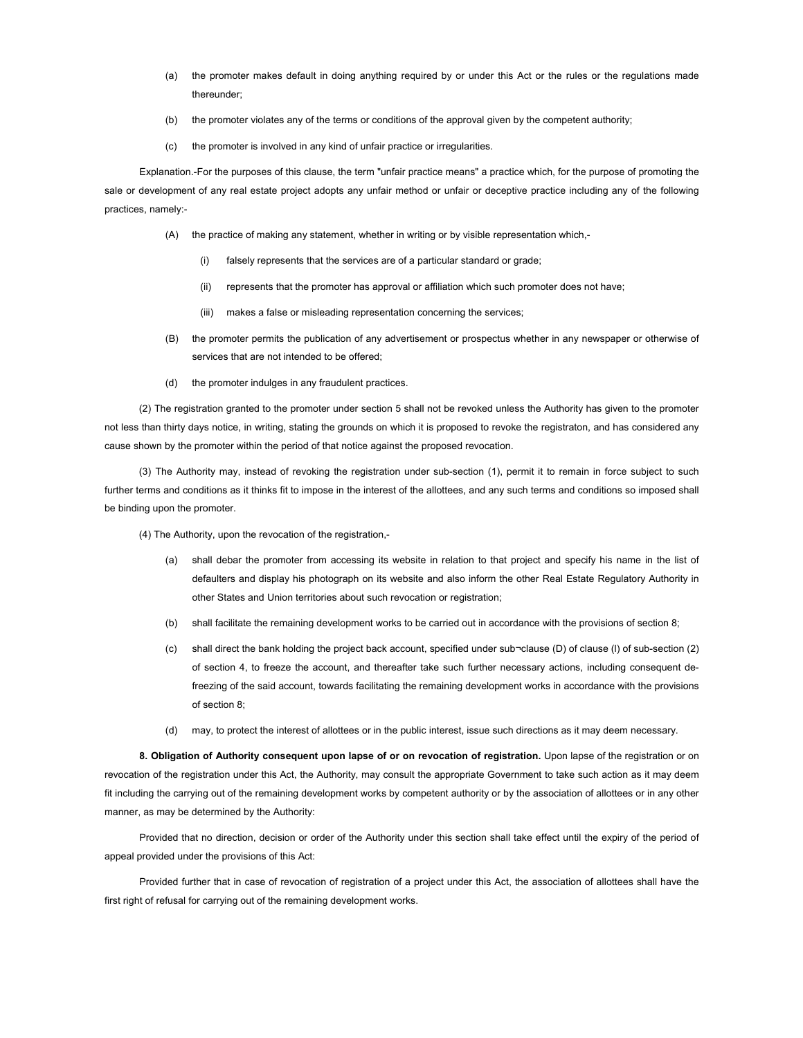(a) the promoter makes default in doing anything required by or under this Act or the rules or the regulations made thereunder;

(b) the promoter violates any of the terms or conditions of the approval given by the competent authority;

(c) the promoter is involved in any kind of unfair practice or irregularities.

Explanation.-For the purposes of this clause, the term "unfair practice means" a practice which, for the purpose of promoting the sale or development of any real estate project adopts any unfair method or unfair or deceptive practice including any of the following practices, namely:-

(A) the practice of making any statement, whether in writing or by visible representation which,-

(i) falsely represents that the services are of a particular standard or grade;

(ii) represents that the promoter has approval or affiliation which such promoter does not have;

(iii) makes a false or misleading representation concerning the services;

(B) the promoter permits the publication of any advertisement or prospectus whether in any newspaper or otherwise of services that are not intended to be offered;

(d) the promoter indulges in any fraudulent practices.

(2) The registration granted to the promoter under section 5 shall not be revoked unless the Authority has given to the promoter not less than thirty days notice, in writing, stating the grounds on which it is proposed to revoke the registraton, and has considered any cause shown by the promoter within the period of that notice against the proposed revocation.

(3) The Authority may, instead of revoking the registration under sub-section (1), permit it to remain in force subject to such further terms and conditions as it thinks fit to impose in the interest of the allottees, and any such terms and conditions so imposed shall be binding upon the promoter.

(4) The Authority, upon the revocation of the registration,-

(a) shall debar the promoter from accessing its website in relation to that project and specify his name in the list of defaulters and display his photograph on its website and also inform the other Real Estate Regulatory Authority in other States and Union territories about such revocation or registration;

(b) shall facilitate the remaining development works to be carried out in accordance with the provisions of section 8;

(c) shall direct the bank holding the project back account, specified under sub¬clause (D) of clause (l) of sub-section (2) of section 4, to freeze the account, and thereafter take such further necessary actions, including consequent de-freezing of the said account, towards facilitating the remaining development works in accordance with the provisions of section 8;

(d) may, to protect the interest of allottees or in the public interest, issue such directions as it may deem necessary.

**8. Obligation of Authority consequent upon lapse of or on revocation of registration.** Upon lapse of the registration or on revocation of the registration under this Act, the Authority, may consult the appropriate Government to take such action as it may deem fit including the carrying out of the remaining development works by competent authority or by the association of allottees or in any other manner, as may be determined by the Authority:

Provided that no direction, decision or order of the Authority under this section shall take effect until the expiry of the period of appeal provided under the provisions of this Act:

Provided further that in case of revocation of registration of a project under this Act, the association of allottees shall have the first right of refusal for carrying out of the remaining development works.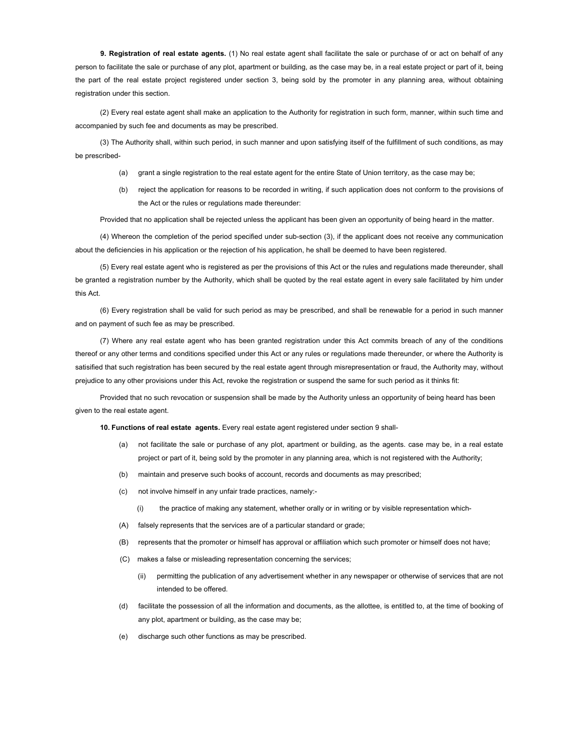**9. Registration of real estate agents.** (1) No real estate agent shall facilitate the sale or purchase of or act on behalf of any person to facilitate the sale or purchase of any plot, apartment or building, as the case may be, in a real estate project or part of it, being the part of the real estate project registered under section 3, being sold by the promoter in any planning area, without obtaining registration under this section.

(2) Every real estate agent shall make an application to the Authority for registration in such form, manner, within such time and accompanied by such fee and documents as may be prescribed.

(3) The Authority shall, within such period, in such manner and upon satisfying itself of the fulfillment of such conditions, as may be prescribed-

(a) grant a single registration to the real estate agent for the entire State of Union territory, as the case may be;

(b) reject the application for reasons to be recorded in writing, if such application does not conform to the provisions of the Act or the rules or regulations made thereunder:

Provided that no application shall be rejected unless the applicant has been given an opportunity of being heard in the matter.

(4) Whereon the completion of the period specified under sub-section (3), if the applicant does not receive any communication about the deficiencies in his application or the rejection of his application, he shall be deemed to have been registered.

(5) Every real estate agent who is registered as per the provisions of this Act or the rules and regulations made thereunder, shall be granted a registration number by the Authority, which shall be quoted by the real estate agent in every sale facilitated by him under this Act.

(6) Every registration shall be valid for such period as may be prescribed, and shall be renewable for a period in such manner and on payment of such fee as may be prescribed.

(7) Where any real estate agent who has been granted registration under this Act commits breach of any of the conditions thereof or any other terms and conditions specified under this Act or any rules or regulations made thereunder, or where the Authority is satisified that such registration has been secured by the real estate agent through misrepresentation or fraud, the Authority may, without prejudice to any other provisions under this Act, revoke the registration or suspend the same for such period as it thinks fit:

Provided that no such revocation or suspension shall be made by the Authority unless an opportunity of being heard has been given to the real estate agent.

**10. Functions of real estate agents.** Every real estate agent registered under section 9 shall-

(a) not facilitate the sale or purchase of any plot, apartment or building, as the agents. case may be, in a real estate project or part of it, being sold by the promoter in any planning area, which is not registered with the Authority;

(b) maintain and preserve such books of account, records and documents as may prescribed;

(c) not involve himself in any unfair trade practices, namely:-

(i) the practice of making any statement, whether orally or in writing or by visible representation which-

(A) falsely represents that the services are of a particular standard or grade;

(B) represents that the promoter or himself has approval or affiliation which such promoter or himself does not have;

(C) makes a false or misleading representation concerning the services;

(ii) permitting the publication of any advertisement whether in any newspaper or otherwise of services that are not intended to be offered.

(d) facilitate the possession of all the information and documents, as the allottee, is entitled to, at the time of booking of any plot, apartment or building, as the case may be;

(e) discharge such other functions as may be prescribed.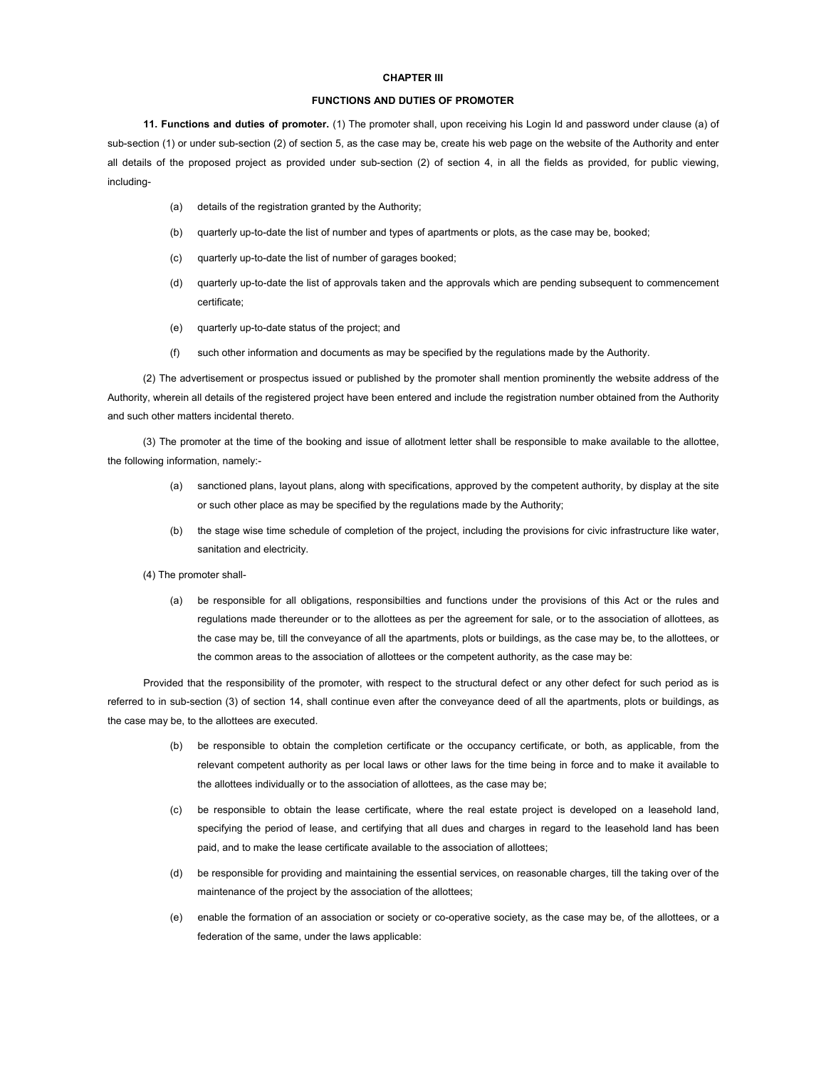## CHAPTER III

## FUNCTIONS AND DUTIES OF PROMOTER

**11. Functions and duties of promoter.** (1) The promoter shall, upon receiving his Login Id and password under clause (a) of sub-section (1) or under sub-section (2) of section 5, as the case may be, create his web page on the website of the Authority and enter all details of the proposed project as provided under sub-section (2) of section 4, in all the fields as provided, for public viewing, including-

- (a) details of the registration granted by the Authority;
- (b) quarterly up-to-date the list of number and types of apartments or plots, as the case may be, booked;
- (c) quarterly up-to-date the list of number of garages booked;
- (d) quarterly up-to-date the list of approvals taken and the approvals which are pending subsequent to commencement certificate;
- (e) quarterly up-to-date status of the project; and
- (f) such other information and documents as may be specified by the regulations made by the Authority.

(2) The advertisement or prospectus issued or published by the promoter shall mention prominently the website address of the Authority, wherein all details of the registered project have been entered and include the registration number obtained from the Authority and such other matters incidental thereto.

(3) The promoter at the time of the booking and issue of allotment letter shall be responsible to make available to the allottee, the following information, namely:-

- (a) sanctioned plans, layout plans, along with specifications, approved by the competent authority, by display at the site or such other place as may be specified by the regulations made by the Authority;
- (b) the stage wise time schedule of completion of the project, including the provisions for civic infrastructure like water, sanitation and electricity.

(4) The promoter shall-

- (a) be responsible for all obligations, responsibilties and functions under the provisions of this Act or the rules and regulations made thereunder or to the allottees as per the agreement for sale, or to the association of allottees, as the case may be, till the conveyance of all the apartments, plots or buildings, as the case may be, to the allottees, or the common areas to the association of allottees or the competent authority, as the case may be:

Provided that the responsibility of the promoter, with respect to the structural defect or any other defect for such period as is referred to in sub-section (3) of section 14, shall continue even after the conveyance deed of all the apartments, plots or buildings, as the case may be, to the allottees are executed.

- (b) be responsible to obtain the completion certificate or the occupancy certificate, or both, as applicable, from the relevant competent authority as per local laws or other laws for the time being in force and to make it available to the allottees individually or to the association of allottees, as the case may be;
- (c) be responsible to obtain the lease certificate, where the real estate project is developed on a leasehold land, specifying the period of lease, and certifying that all dues and charges in regard to the leasehold land has been paid, and to make the lease certificate available to the association of allottees;
- (d) be responsible for providing and maintaining the essential services, on reasonable charges, till the taking over of the maintenance of the project by the association of the allottees;
- (e) enable the formation of an association or society or co-operative society, as the case may be, of the allottees, or a federation of the same, under the laws applicable: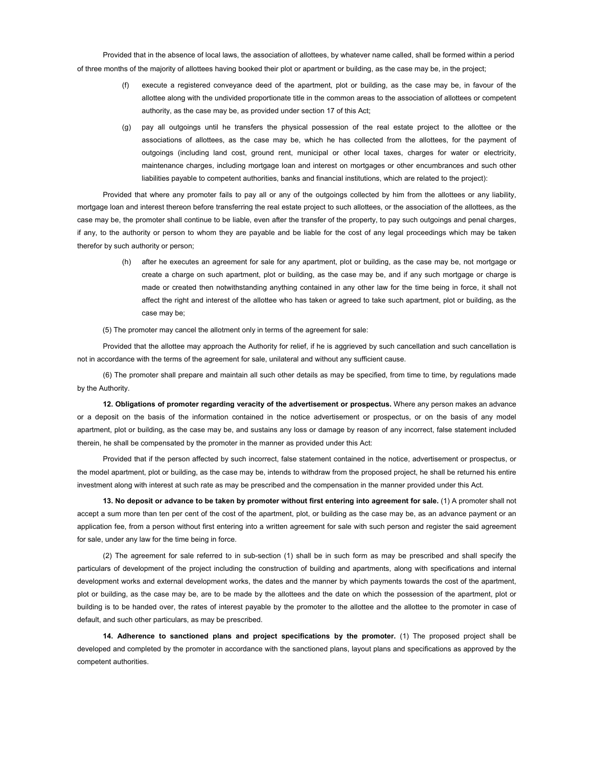Provided that in the absence of local laws, the association of allottees, by whatever name called, shall be formed within a period of three months of the majority of allottees having booked their plot or apartment or building, as the case may be, in the project;

(f) execute a registered conveyance deed of the apartment, plot or building, as the case may be, in favour of the allottee along with the undivided proportionate title in the common areas to the association of allottees or competent authority, as the case may be, as provided under section 17 of this Act;

(g) pay all outgoings until he transfers the physical possession of the real estate project to the allottee or the associations of allottees, as the case may be, which he has collected from the allottees, for the payment of outgoings (including land cost, ground rent, municipal or other local taxes, charges for water or electricity, maintenance charges, including mortgage loan and interest on mortgages or other encumbrances and such other liabilities payable to competent authorities, banks and financial institutions, which are related to the project):

Provided that where any promoter fails to pay all or any of the outgoings collected by him from the allottees or any liability, mortgage loan and interest thereon before transferring the real estate project to such allottees, or the association of the allottees, as the case may be, the promoter shall continue to be liable, even after the transfer of the property, to pay such outgoings and penal charges, if any, to the authority or person to whom they are payable and be liable for the cost of any legal proceedings which may be taken therefor by such authority or person;

(h) after he executes an agreement for sale for any apartment, plot or building, as the case may be, not mortgage or create a charge on such apartment, plot or building, as the case may be, and if any such mortgage or charge is made or created then notwithstanding anything contained in any other law for the time being in force, it shall not affect the right and interest of the allottee who has taken or agreed to take such apartment, plot or building, as the case may be;

(5) The promoter may cancel the allotment only in terms of the agreement for sale:

Provided that the allottee may approach the Authority for relief, if he is aggrieved by such cancellation and such cancellation is not in accordance with the terms of the agreement for sale, unilateral and without any sufficient cause.

(6) The promoter shall prepare and maintain all such other details as may be specified, from time to time, by regulations made by the Authority.

**12. Obligations of promoter regarding veracity of the advertisement or prospectus.** Where any person makes an advance or a deposit on the basis of the information contained in the notice advertisement or prospectus, or on the basis of any model apartment, plot or building, as the case may be, and sustains any loss or damage by reason of any incorrect, false statement included therein, he shall be compensated by the promoter in the manner as provided under this Act:

Provided that if the person affected by such incorrect, false statement contained in the notice, advertisement or prospectus, or the model apartment, plot or building, as the case may be, intends to withdraw from the proposed project, he shall be returned his entire investment along with interest at such rate as may be prescribed and the compensation in the manner provided under this Act.

**13. No deposit or advance to be taken by promoter without first entering into agreement for sale.** (1) A promoter shall not accept a sum more than ten per cent of the cost of the apartment, plot, or building as the case may be, as an advance payment or an application fee, from a person without first entering into a written agreement for sale with such person and register the said agreement for sale, under any law for the time being in force.

(2) The agreement for sale referred to in sub-section (1) shall be in such form as may be prescribed and shall specify the particulars of development of the project including the construction of building and apartments, along with specifications and internal development works and external development works, the dates and the manner by which payments towards the cost of the apartment, plot or building, as the case may be, are to be made by the allottees and the date on which the possession of the apartment, plot or building is to be handed over, the rates of interest payable by the promoter to the allottee and the allottee to the promoter in case of default, and such other particulars, as may be prescribed.

**14. Adherence to sanctioned plans and project specifications by the promoter.** (1) The proposed project shall be developed and completed by the promoter in accordance with the sanctioned plans, layout plans and specifications as approved by the competent authorities.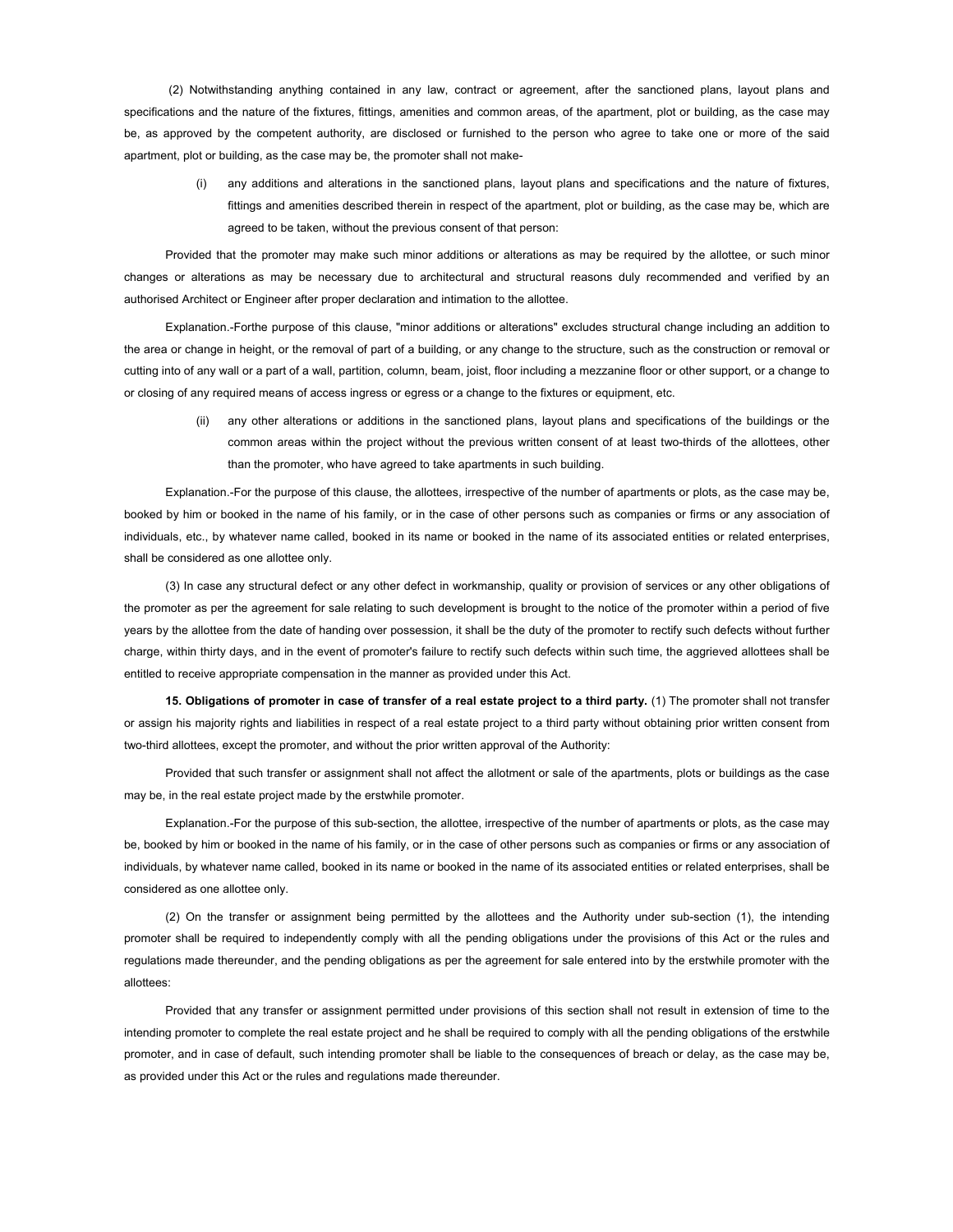(2) Notwithstanding anything contained in any law, contract or agreement, after the sanctioned plans, layout plans and specifications and the nature of the fixtures, fittings, amenities and common areas, of the apartment, plot or building, as the case may be, as approved by the competent authority, are disclosed or furnished to the person who agree to take one or more of the said apartment, plot or building, as the case may be, the promoter shall not make-

(i) any additions and alterations in the sanctioned plans, layout plans and specifications and the nature of fixtures, fittings and amenities described therein in respect of the apartment, plot or building, as the case may be, which are agreed to be taken, without the previous consent of that person:

Provided that the promoter may make such minor additions or alterations as may be required by the allottee, or such minor changes or alterations as may be necessary due to architectural and structural reasons duly recommended and verified by an authorised Architect or Engineer after proper declaration and intimation to the allottee.

Explanation.-Forthe purpose of this clause, "minor additions or alterations" excludes structural change including an addition to the area or change in height, or the removal of part of a building, or any change to the structure, such as the construction or removal or cutting into of any wall or a part of a wall, partition, column, beam, joist, floor including a mezzanine floor or other support, or a change to or closing of any required means of access ingress or egress or a change to the fixtures or equipment, etc.

(ii) any other alterations or additions in the sanctioned plans, layout plans and specifications of the buildings or the common areas within the project without the previous written consent of at least two-thirds of the allottees, other than the promoter, who have agreed to take apartments in such building.

Explanation.-For the purpose of this clause, the allottees, irrespective of the number of apartments or plots, as the case may be, booked by him or booked in the name of his family, or in the case of other persons such as companies or firms or any association of individuals, etc., by whatever name called, booked in its name or booked in the name of its associated entities or related enterprises, shall be considered as one allottee only.

(3) In case any structural defect or any other defect in workmanship, quality or provision of services or any other obligations of the promoter as per the agreement for sale relating to such development is brought to the notice of the promoter within a period of five years by the allottee from the date of handing over possession, it shall be the duty of the promoter to rectify such defects without further charge, within thirty days, and in the event of promoter's failure to rectify such defects within such time, the aggrieved allottees shall be entitled to receive appropriate compensation in the manner as provided under this Act.

**15. Obligations of promoter in case of transfer of a real estate project to a third party.** (1) The promoter shall not transfer or assign his majority rights and liabilities in respect of a real estate project to a third party without obtaining prior written consent from two-third allottees, except the promoter, and without the prior written approval of the Authority:

Provided that such transfer or assignment shall not affect the allotment or sale of the apartments, plots or buildings as the case may be, in the real estate project made by the erstwhile promoter.

Explanation.-For the purpose of this sub-section, the allottee, irrespective of the number of apartments or plots, as the case may be, booked by him or booked in the name of his family, or in the case of other persons such as companies or firms or any association of individuals, by whatever name called, booked in its name or booked in the name of its associated entities or related enterprises, shall be considered as one allottee only.

(2) On the transfer or assignment being permitted by the allottees and the Authority under sub-section (1), the intending promoter shall be required to independently comply with all the pending obligations under the provisions of this Act or the rules and regulations made thereunder, and the pending obligations as per the agreement for sale entered into by the erstwhile promoter with the allottees:

Provided that any transfer or assignment permitted under provisions of this section shall not result in extension of time to the intending promoter to complete the real estate project and he shall be required to comply with all the pending obligations of the erstwhile promoter, and in case of default, such intending promoter shall be liable to the consequences of breach or delay, as the case may be, as provided under this Act or the rules and regulations made thereunder.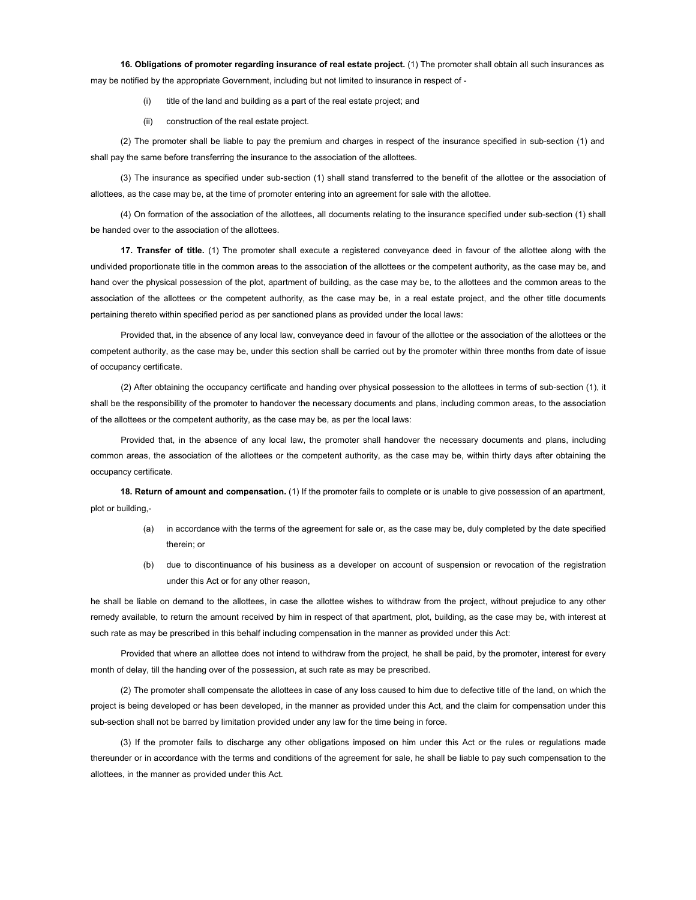**16. Obligations of promoter regarding insurance of real estate project.** (1) The promoter shall obtain all such insurances as may be notified by the appropriate Government, including but not limited to insurance in respect of -

(i) title of the land and building as a part of the real estate project; and

(ii) construction of the real estate project.

(2) The promoter shall be liable to pay the premium and charges in respect of the insurance specified in sub-section (1) and shall pay the same before transferring the insurance to the association of the allottees.

(3) The insurance as specified under sub-section (1) shall stand transferred to the benefit of the allottee or the association of allottees, as the case may be, at the time of promoter entering into an agreement for sale with the allottee.

(4) On formation of the association of the allottees, all documents relating to the insurance specified under sub-section (1) shall be handed over to the association of the allottees.

**17. Transfer of title.** (1) The promoter shall execute a registered conveyance deed in favour of the allottee along with the undivided proportionate title in the common areas to the association of the allottees or the competent authority, as the case may be, and hand over the physical possession of the plot, apartment of building, as the case may be, to the allottees and the common areas to the association of the allottees or the competent authority, as the case may be, in a real estate project, and the other title documents pertaining thereto within specified period as per sanctioned plans as provided under the local laws:

Provided that, in the absence of any local law, conveyance deed in favour of the allottee or the association of the allottees or the competent authority, as the case may be, under this section shall be carried out by the promoter within three months from date of issue of occupancy certificate.

(2) After obtaining the occupancy certificate and handing over physical possession to the allottees in terms of sub-section (1), it shall be the responsibility of the promoter to handover the necessary documents and plans, including common areas, to the association of the allottees or the competent authority, as the case may be, as per the local laws:

Provided that, in the absence of any local law, the promoter shall handover the necessary documents and plans, including common areas, the association of the allottees or the competent authority, as the case may be, within thirty days after obtaining the occupancy certificate.

**18. Return of amount and compensation.** (1) If the promoter fails to complete or is unable to give possession of an apartment, plot or building,-

(a) in accordance with the terms of the agreement for sale or, as the case may be, duly completed by the date specified therein; or

(b) due to discontinuance of his business as a developer on account of suspension or revocation of the registration under this Act or for any other reason,

he shall be liable on demand to the allottees, in case the allottee wishes to withdraw from the project, without prejudice to any other remedy available, to return the amount received by him in respect of that apartment, plot, building, as the case may be, with interest at such rate as may be prescribed in this behalf including compensation in the manner as provided under this Act:

Provided that where an allottee does not intend to withdraw from the project, he shall be paid, by the promoter, interest for every month of delay, till the handing over of the possession, at such rate as may be prescribed.

(2) The promoter shall compensate the allottees in case of any loss caused to him due to defective title of the land, on which the project is being developed or has been developed, in the manner as provided under this Act, and the claim for compensation under this sub-section shall not be barred by limitation provided under any law for the time being in force.

(3) If the promoter fails to discharge any other obligations imposed on him under this Act or the rules or regulations made thereunder or in accordance with the terms and conditions of the agreement for sale, he shall be liable to pay such compensation to the allottees, in the manner as provided under this Act.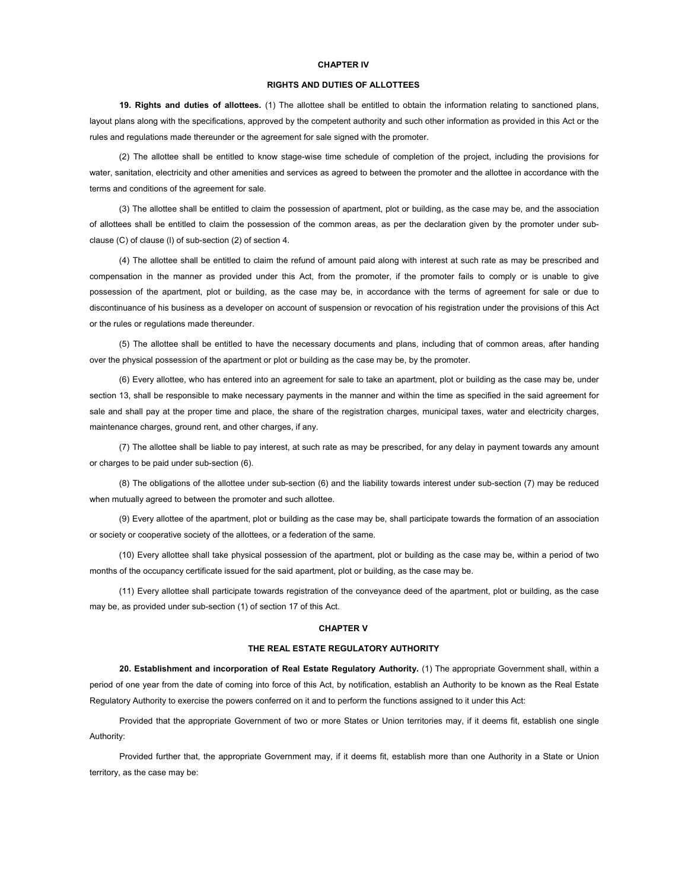## CHAPTER IV

## RIGHTS AND DUTIES OF ALLOTTEES

**19. Rights and duties of allottees.** (1) The allottee shall be entitled to obtain the information relating to sanctioned plans, layout plans along with the specifications, approved by the competent authority and such other information as provided in this Act or the rules and regulations made thereunder or the agreement for sale signed with the promoter.

(2) The allottee shall be entitled to know stage-wise time schedule of completion of the project, including the provisions for water, sanitation, electricity and other amenities and services as agreed to between the promoter and the allottee in accordance with the terms and conditions of the agreement for sale.

(3) The allottee shall be entitled to claim the possession of apartment, plot or building, as the case may be, and the association of allottees shall be entitled to claim the possession of the common areas, as per the declaration given by the promoter under sub-clause (C) of clause (l) of sub-section (2) of section 4.

(4) The allottee shall be entitled to claim the refund of amount paid along with interest at such rate as may be prescribed and compensation in the manner as provided under this Act, from the promoter, if the promoter fails to comply or is unable to give possession of the apartment, plot or building, as the case may be, in accordance with the terms of agreement for sale or due to discontinuance of his business as a developer on account of suspension or revocation of his registration under the provisions of this Act or the rules or regulations made thereunder.

(5) The allottee shall be entitled to have the necessary documents and plans, including that of common areas, after handing over the physical possession of the apartment or plot or building as the case may be, by the promoter.

(6) Every allottee, who has entered into an agreement for sale to take an apartment, plot or building as the case may be, under section 13, shall be responsible to make necessary payments in the manner and within the time as specified in the said agreement for sale and shall pay at the proper time and place, the share of the registration charges, municipal taxes, water and electricity charges, maintenance charges, ground rent, and other charges, if any.

(7) The allottee shall be liable to pay interest, at such rate as may be prescribed, for any delay in payment towards any amount or charges to be paid under sub-section (6).

(8) The obligations of the allottee under sub-section (6) and the liability towards interest under sub-section (7) may be reduced when mutually agreed to between the promoter and such allottee.

(9) Every allottee of the apartment, plot or building as the case may be, shall participate towards the formation of an association or society or cooperative society of the allottees, or a federation of the same.

(10) Every allottee shall take physical possession of the apartment, plot or building as the case may be, within a period of two months of the occupancy certificate issued for the said apartment, plot or building, as the case may be.

(11) Every allottee shall participate towards registration of the conveyance deed of the apartment, plot or building, as the case may be, as provided under sub-section (1) of section 17 of this Act.

## CHAPTER V

## THE REAL ESTATE REGULATORY AUTHORITY

**20. Establishment and incorporation of Real Estate Regulatory Authority.** (1) The appropriate Government shall, within a period of one year from the date of coming into force of this Act, by notification, establish an Authority to be known as the Real Estate Regulatory Authority to exercise the powers conferred on it and to perform the functions assigned to it under this Act:

Provided that the appropriate Government of two or more States or Union territories may, if it deems fit, establish one single Authority:

Provided further that, the appropriate Government may, if it deems fit, establish more than one Authority in a State or Union territory, as the case may be: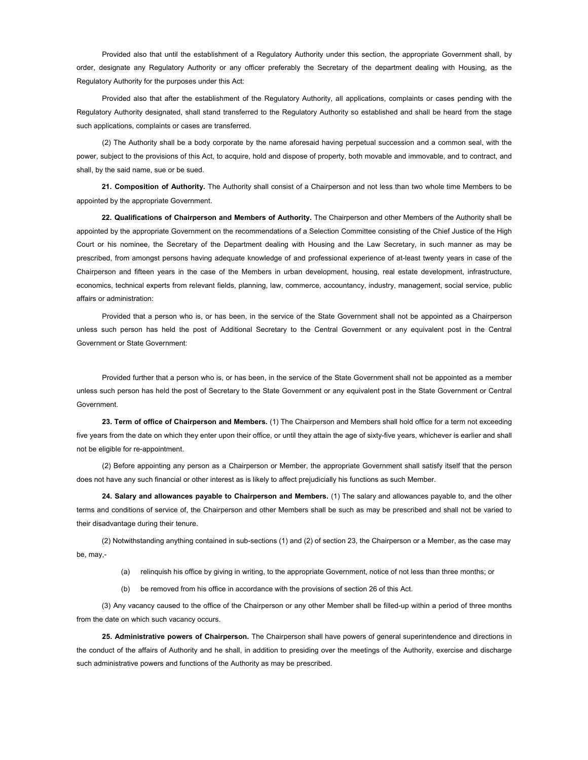Provided also that until the establishment of a Regulatory Authority under this section, the appropriate Government shall, by order, designate any Regulatory Authority or any officer preferably the Secretary of the department dealing with Housing, as the Regulatory Authority for the purposes under this Act:

Provided also that after the establishment of the Regulatory Authority, all applications, complaints or cases pending with the Regulatory Authority designated, shall stand transferred to the Regulatory Authority so established and shall be heard from the stage such applications, complaints or cases are transferred.

(2) The Authority shall be a body corporate by the name aforesaid having perpetual succession and a common seal, with the power, subject to the provisions of this Act, to acquire, hold and dispose of property, both movable and immovable, and to contract, and shall, by the said name, sue or be sued.

**21. Composition of Authority.** The Authority shall consist of a Chairperson and not less than two whole time Members to be appointed by the appropriate Government.

**22. Qualifications of Chairperson and Members of Authority.** The Chairperson and other Members of the Authority shall be appointed by the appropriate Government on the recommendations of a Selection Committee consisting of the Chief Justice of the High Court or his nominee, the Secretary of the Department dealing with Housing and the Law Secretary, in such manner as may be prescribed, from amongst persons having adequate knowledge of and professional experience of at-least twenty years in case of the Chairperson and fifteen years in the case of the Members in urban development, housing, real estate development, infrastructure, economics, technical experts from relevant fields, planning, law, commerce, accountancy, industry, management, social service, public affairs or administration:

Provided that a person who is, or has been, in the service of the State Government shall not be appointed as a Chairperson unless such person has held the post of Additional Secretary to the Central Government or any equivalent post in the Central Government or State Government:

Provided further that a person who is, or has been, in the service of the State Government shall not be appointed as a member unless such person has held the post of Secretary to the State Government or any equivalent post in the State Government or Central Government.

**23. Term of office of Chairperson and Members.** (1) The Chairperson and Members shall hold office for a term not exceeding five years from the date on which they enter upon their office, or until they attain the age of sixty-five years, whichever is earlier and shall not be eligible for re-appointment.

(2) Before appointing any person as a Chairperson or Member, the appropriate Government shall satisfy itself that the person does not have any such financial or other interest as is likely to affect prejudicially his functions as such Member.

**24. Salary and allowances payable to Chairperson and Members.** (1) The salary and allowances payable to, and the other terms and conditions of service of, the Chairperson and other Members shall be such as may be prescribed and shall not be varied to their disadvantage during their tenure.

(2) Notwithstanding anything contained in sub-sections (1) and (2) of section 23, the Chairperson or a Member, as the case may be, may,-

(a) relinquish his office by giving in writing, to the appropriate Government, notice of not less than three months; or

(b) be removed from his office in accordance with the provisions of section 26 of this Act.

(3) Any vacancy caused to the office of the Chairperson or any other Member shall be filled-up within a period of three months from the date on which such vacancy occurs.

**25. Administrative powers of Chairperson.** The Chairperson shall have powers of general superintendence and directions in the conduct of the affairs of Authority and he shall, in addition to presiding over the meetings of the Authority, exercise and discharge such administrative powers and functions of the Authority as may be prescribed.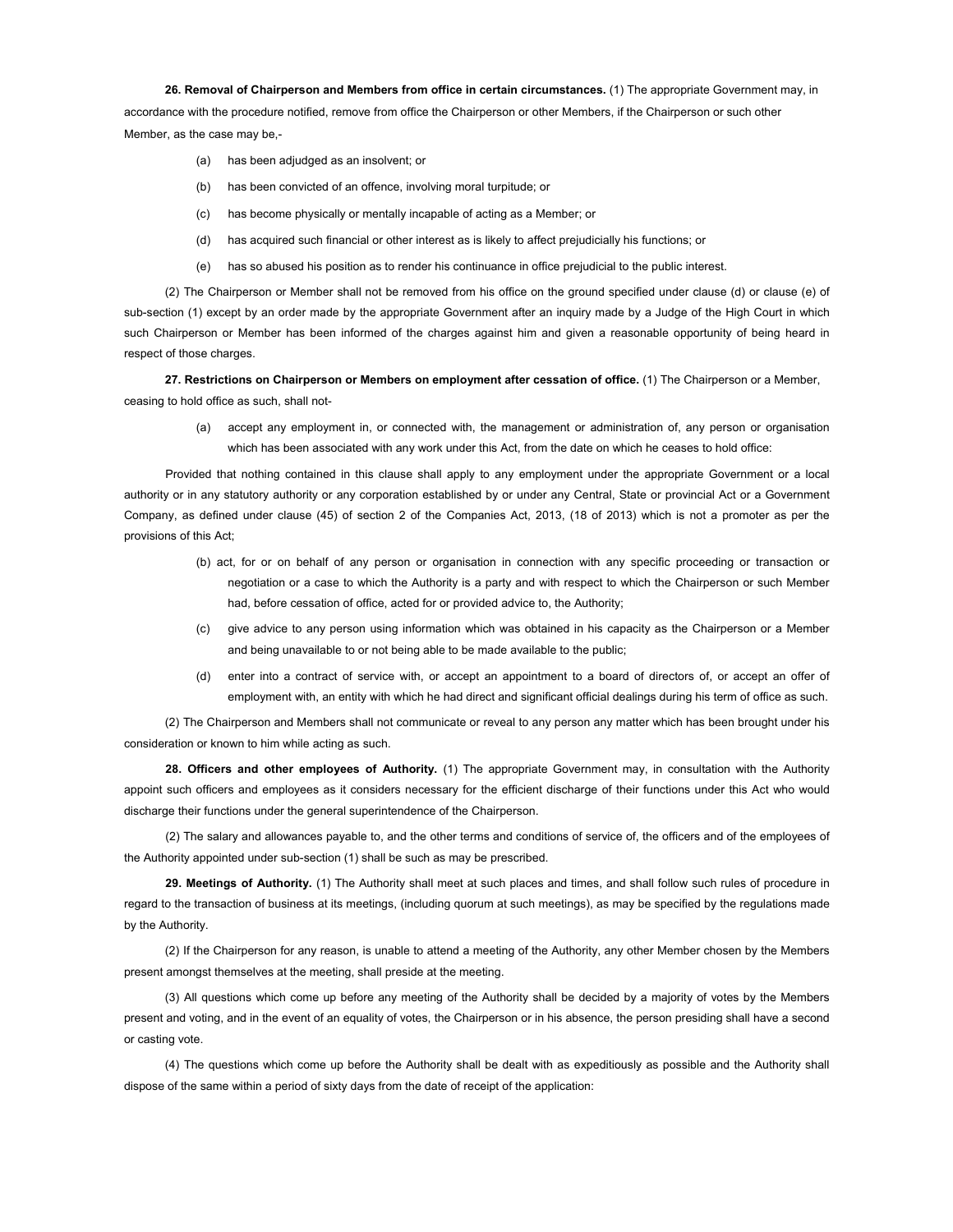**26. Removal of Chairperson and Members from office in certain circumstances.** (1) The appropriate Government may, in accordance with the procedure notified, remove from office the Chairperson or other Members, if the Chairperson or such other Member, as the case may be,-

(a) has been adjudged as an insolvent; or

(b) has been convicted of an offence, involving moral turpitude; or

(c) has become physically or mentally incapable of acting as a Member; or

(d) has acquired such financial or other interest as is likely to affect prejudicially his functions; or

(e) has so abused his position as to render his continuance in office prejudicial to the public interest.

(2) The Chairperson or Member shall not be removed from his office on the ground specified under clause (d) or clause (e) of sub-section (1) except by an order made by the appropriate Government after an inquiry made by a Judge of the High Court in which such Chairperson or Member has been informed of the charges against him and given a reasonable opportunity of being heard in respect of those charges.

**27. Restrictions on Chairperson or Members on employment after cessation of office.** (1) The Chairperson or a Member, ceasing to hold office as such, shall not-

(a) accept any employment in, or connected with, the management or administration of, any person or organisation which has been associated with any work under this Act, from the date on which he ceases to hold office:

Provided that nothing contained in this clause shall apply to any employment under the appropriate Government or a local authority or in any statutory authority or any corporation established by or under any Central, State or provincial Act or a Government Company, as defined under clause (45) of section 2 of the Companies Act, 2013, (18 of 2013) which is not a promoter as per the provisions of this Act;

(b) act, for or on behalf of any person or organisation in connection with any specific proceeding or transaction or negotiation or a case to which the Authority is a party and with respect to which the Chairperson or such Member had, before cessation of office, acted for or provided advice to, the Authority;

(c) give advice to any person using information which was obtained in his capacity as the Chairperson or a Member and being unavailable to or not being able to be made available to the public;

(d) enter into a contract of service with, or accept an appointment to a board of directors of, or accept an offer of employment with, an entity with which he had direct and significant official dealings during his term of office as such.

(2) The Chairperson and Members shall not communicate or reveal to any person any matter which has been brought under his consideration or known to him while acting as such.

**28. Officers and other employees of Authority.** (1) The appropriate Government may, in consultation with the Authority appoint such officers and employees as it considers necessary for the efficient discharge of their functions under this Act who would discharge their functions under the general superintendence of the Chairperson.

(2) The salary and allowances payable to, and the other terms and conditions of service of, the officers and of the employees of the Authority appointed under sub-section (1) shall be such as may be prescribed.

**29. Meetings of Authority.** (1) The Authority shall meet at such places and times, and shall follow such rules of procedure in regard to the transaction of business at its meetings, (including quorum at such meetings), as may be specified by the regulations made by the Authority.

(2) If the Chairperson for any reason, is unable to attend a meeting of the Authority, any other Member chosen by the Members present amongst themselves at the meeting, shall preside at the meeting.

(3) All questions which come up before any meeting of the Authority shall be decided by a majority of votes by the Members present and voting, and in the event of an equality of votes, the Chairperson or in his absence, the person presiding shall have a second or casting vote.

(4) The questions which come up before the Authority shall be dealt with as expeditiously as possible and the Authority shall dispose of the same within a period of sixty days from the date of receipt of the application: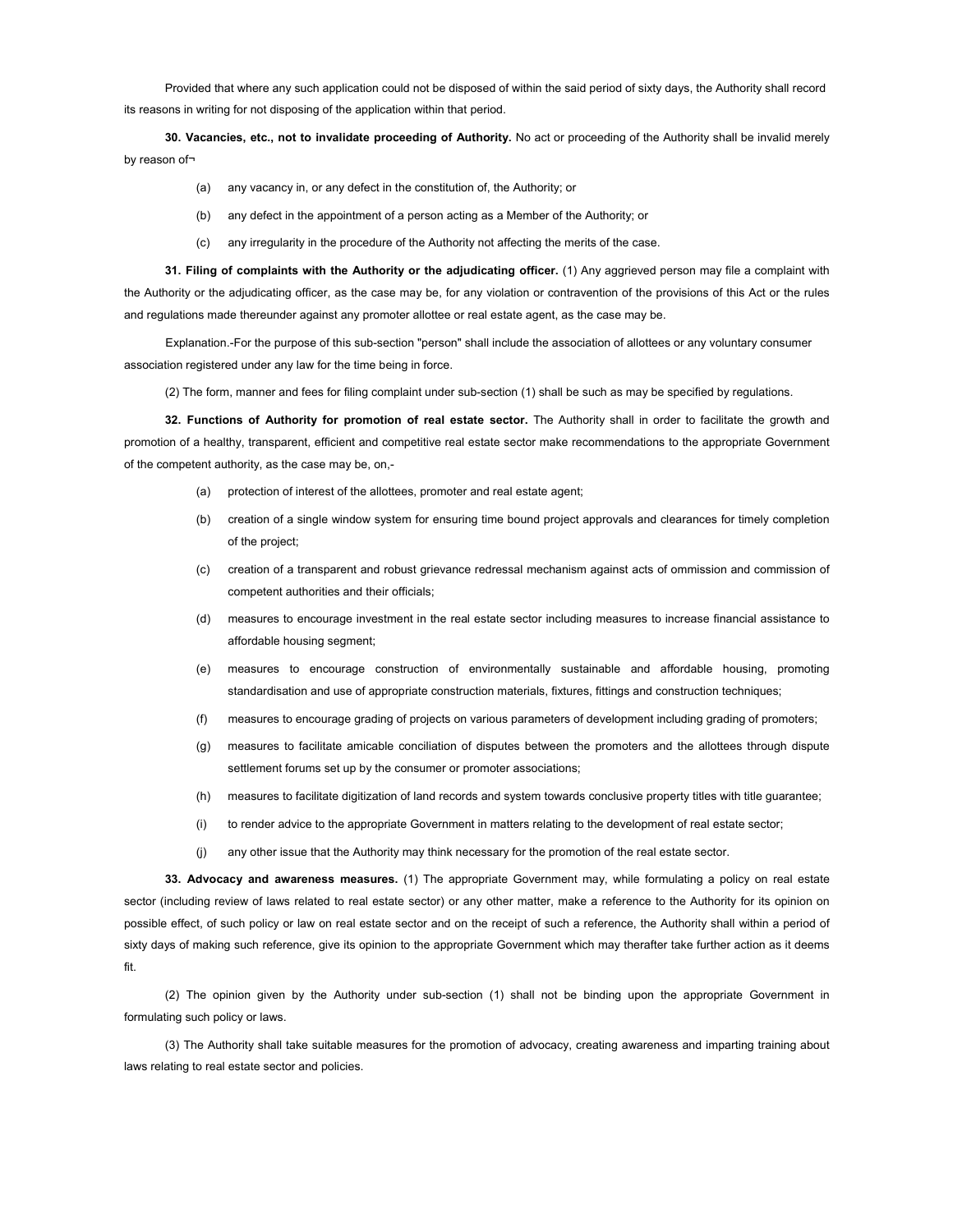Provided that where any such application could not be disposed of within the said period of sixty days, the Authority shall record its reasons in writing for not disposing of the application within that period.

**30. Vacancies, etc., not to invalidate proceeding of Authority.** No act or proceeding of the Authority shall be invalid merely by reason of¬

(a) any vacancy in, or any defect in the constitution of, the Authority; or

(b) any defect in the appointment of a person acting as a Member of the Authority; or

(c) any irregularity in the procedure of the Authority not affecting the merits of the case.

**31. Filing of complaints with the Authority or the adjudicating officer.** (1) Any aggrieved person may file a complaint with the Authority or the adjudicating officer, as the case may be, for any violation or contravention of the provisions of this Act or the rules and regulations made thereunder against any promoter allottee or real estate agent, as the case may be.

Explanation.-For the purpose of this sub-section "person" shall include the association of allottees or any voluntary consumer association registered under any law for the time being in force.

(2) The form, manner and fees for filing complaint under sub-section (1) shall be such as may be specified by regulations.

**32. Functions of Authority for promotion of real estate sector.** The Authority shall in order to facilitate the growth and promotion of a healthy, transparent, efficient and competitive real estate sector make recommendations to the appropriate Government of the competent authority, as the case may be, on,-

(a) protection of interest of the allottees, promoter and real estate agent;

(b) creation of a single window system for ensuring time bound project approvals and clearances for timely completion of the project;

(c) creation of a transparent and robust grievance redressal mechanism against acts of ommission and commission of competent authorities and their officials;

(d) measures to encourage investment in the real estate sector including measures to increase financial assistance to affordable housing segment;

(e) measures to encourage construction of environmentally sustainable and affordable housing, promoting standardisation and use of appropriate construction materials, fixtures, fittings and construction techniques;

(f) measures to encourage grading of projects on various parameters of development including grading of promoters;

(g) measures to facilitate amicable conciliation of disputes between the promoters and the allottees through dispute settlement forums set up by the consumer or promoter associations;

(h) measures to facilitate digitization of land records and system towards conclusive property titles with title guarantee;

(i) to render advice to the appropriate Government in matters relating to the development of real estate sector;

(j) any other issue that the Authority may think necessary for the promotion of the real estate sector.

**33. Advocacy and awareness measures.** (1) The appropriate Government may, while formulating a policy on real estate sector (including review of laws related to real estate sector) or any other matter, make a reference to the Authority for its opinion on possible effect, of such policy or law on real estate sector and on the receipt of such a reference, the Authority shall within a period of sixty days of making such reference, give its opinion to the appropriate Government which may therafter take further action as it deems fit.

(2) The opinion given by the Authority under sub-section (1) shall not be binding upon the appropriate Government in formulating such policy or laws.

(3) The Authority shall take suitable measures for the promotion of advocacy, creating awareness and imparting training about laws relating to real estate sector and policies.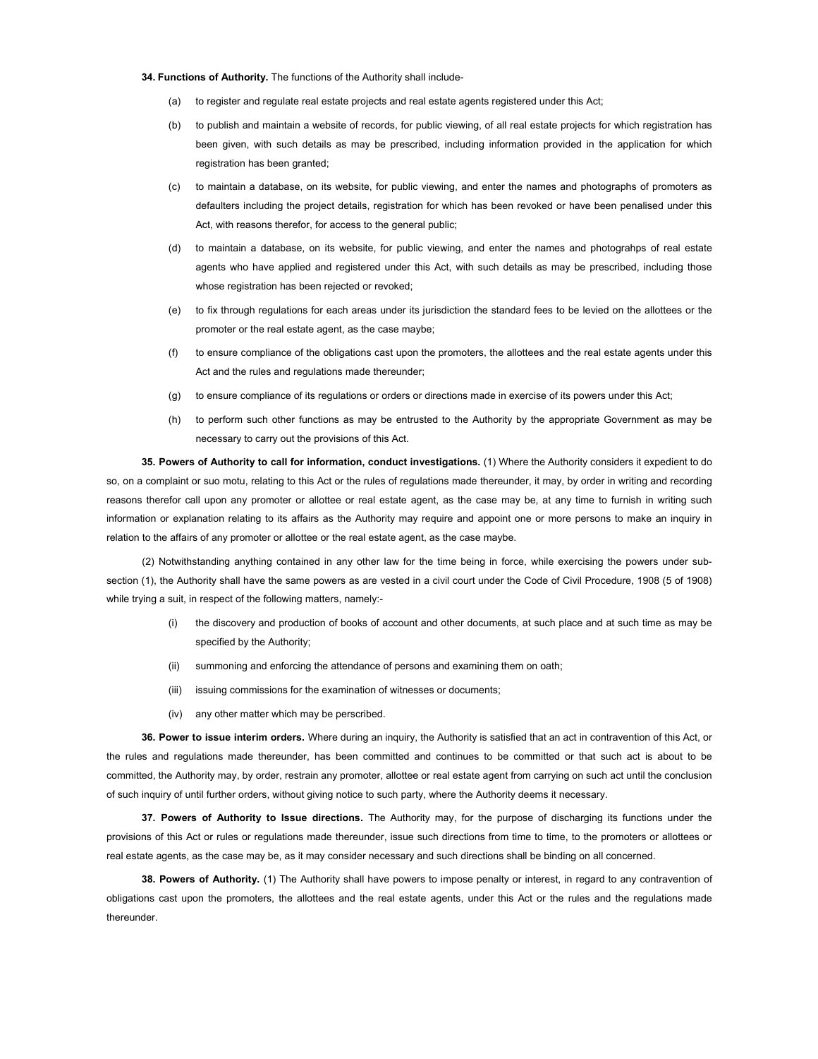**34. Functions of Authority.** The functions of the Authority shall include-

(a) to register and regulate real estate projects and real estate agents registered under this Act;

(b) to publish and maintain a website of records, for public viewing, of all real estate projects for which registration has been given, with such details as may be prescribed, including information provided in the application for which registration has been granted;

(c) to maintain a database, on its website, for public viewing, and enter the names and photographs of promoters as defaulters including the project details, registration for which has been revoked or have been penalised under this Act, with reasons therefor, for access to the general public;

(d) to maintain a database, on its website, for public viewing, and enter the names and photograhps of real estate agents who have applied and registered under this Act, with such details as may be prescribed, including those whose registration has been rejected or revoked;

(e) to fix through regulations for each areas under its jurisdiction the standard fees to be levied on the allottees or the promoter or the real estate agent, as the case maybe;

(f) to ensure compliance of the obligations cast upon the promoters, the allottees and the real estate agents under this Act and the rules and regulations made thereunder;

(g) to ensure compliance of its regulations or orders or directions made in exercise of its powers under this Act;

(h) to perform such other functions as may be entrusted to the Authority by the appropriate Government as may be necessary to carry out the provisions of this Act.

**35. Powers of Authority to call for information, conduct investigations.** (1) Where the Authority considers it expedient to do so, on a complaint or suo motu, relating to this Act or the rules of regulations made thereunder, it may, by order in writing and recording reasons therefor call upon any promoter or allottee or real estate agent, as the case may be, at any time to furnish in writing such information or explanation relating to its affairs as the Authority may require and appoint one or more persons to make an inquiry in relation to the affairs of any promoter or allottee or the real estate agent, as the case maybe.

(2) Notwithstanding anything contained in any other law for the time being in force, while exercising the powers under sub-section (1), the Authority shall have the same powers as are vested in a civil court under the Code of Civil Procedure, 1908 (5 of 1908) while trying a suit, in respect of the following matters, namely:-

(i) the discovery and production of books of account and other documents, at such place and at such time as may be specified by the Authority;

(ii) summoning and enforcing the attendance of persons and examining them on oath;

(iii) issuing commissions for the examination of witnesses or documents;

(iv) any other matter which may be perscribed.

**36. Power to issue interim orders.** Where during an inquiry, the Authority is satisfied that an act in contravention of this Act, or the rules and regulations made thereunder, has been committed and continues to be committed or that such act is about to be committed, the Authority may, by order, restrain any promoter, allottee or real estate agent from carrying on such act until the conclusion of such inquiry of until further orders, without giving notice to such party, where the Authority deems it necessary.

**37. Powers of Authority to Issue directions.** The Authority may, for the purpose of discharging its functions under the provisions of this Act or rules or regulations made thereunder, issue such directions from time to time, to the promoters or allottees or real estate agents, as the case may be, as it may consider necessary and such directions shall be binding on all concerned.

**38. Powers of Authority.** (1) The Authority shall have powers to impose penalty or interest, in regard to any contravention of obligations cast upon the promoters, the allottees and the real estate agents, under this Act or the rules and the regulations made thereunder.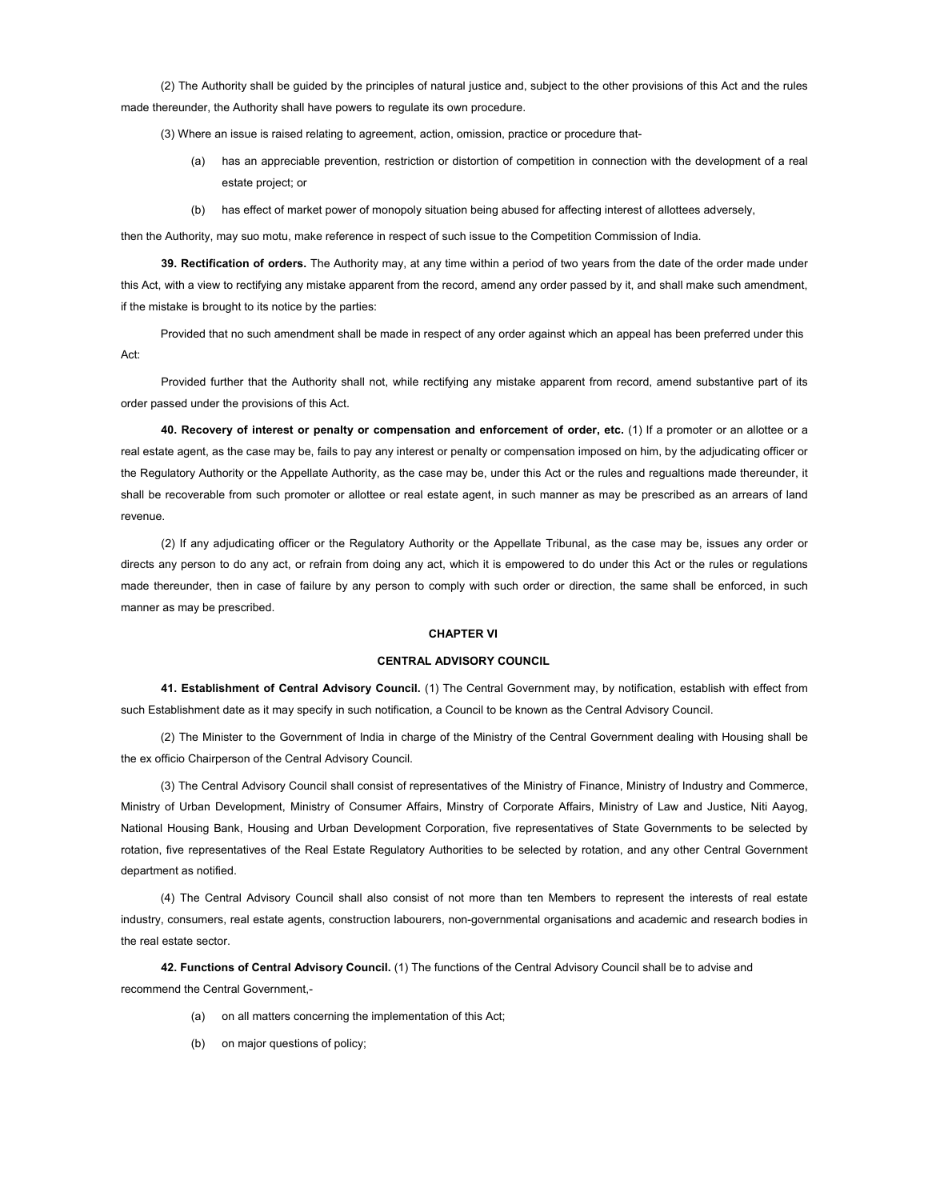(2) The Authority shall be guided by the principles of natural justice and, subject to the other provisions of this Act and the rules made thereunder, the Authority shall have powers to regulate its own procedure.

(3) Where an issue is raised relating to agreement, action, omission, practice or procedure that-

- (a) has an appreciable prevention, restriction or distortion of competition in connection with the development of a real estate project; or
- (b) has effect of market power of monopoly situation being abused for affecting interest of allottees adversely,

then the Authority, may suo motu, make reference in respect of such issue to the Competition Commission of India.

**39. Rectification of orders.** The Authority may, at any time within a period of two years from the date of the order made under this Act, with a view to rectifying any mistake apparent from the record, amend any order passed by it, and shall make such amendment, if the mistake is brought to its notice by the parties:

Provided that no such amendment shall be made in respect of any order against which an appeal has been preferred under this Act:

Provided further that the Authority shall not, while rectifying any mistake apparent from record, amend substantive part of its order passed under the provisions of this Act.

**40. Recovery of interest or penalty or compensation and enforcement of order, etc.** (1) If a promoter or an allottee or a real estate agent, as the case may be, fails to pay any interest or penalty or compensation imposed on him, by the adjudicating officer or the Regulatory Authority or the Appellate Authority, as the case may be, under this Act or the rules and regualtions made thereunder, it shall be recoverable from such promoter or allottee or real estate agent, in such manner as may be prescribed as an arrears of land revenue.

(2) If any adjudicating officer or the Regulatory Authority or the Appellate Tribunal, as the case may be, issues any order or directs any person to do any act, or refrain from doing any act, which it is empowered to do under this Act or the rules or regulations made thereunder, then in case of failure by any person to comply with such order or direction, the same shall be enforced, in such manner as may be prescribed.

## CHAPTER VI

## CENTRAL ADVISORY COUNCIL

**41. Establishment of Central Advisory Council.** (1) The Central Government may, by notification, establish with effect from such Establishment date as it may specify in such notification, a Council to be known as the Central Advisory Council.

(2) The Minister to the Government of India in charge of the Ministry of the Central Government dealing with Housing shall be the ex officio Chairperson of the Central Advisory Council.

(3) The Central Advisory Council shall consist of representatives of the Ministry of Finance, Ministry of Industry and Commerce, Ministry of Urban Development, Ministry of Consumer Affairs, Minstry of Corporate Affairs, Ministry of Law and Justice, Niti Aayog, National Housing Bank, Housing and Urban Development Corporation, five representatives of State Governments to be selected by rotation, five representatives of the Real Estate Regulatory Authorities to be selected by rotation, and any other Central Government department as notified.

(4) The Central Advisory Council shall also consist of not more than ten Members to represent the interests of real estate industry, consumers, real estate agents, construction labourers, non-governmental organisations and academic and research bodies in the real estate sector.

**42. Functions of Central Advisory Council.** (1) The functions of the Central Advisory Council shall be to advise and recommend the Central Government,-

- (a) on all matters concerning the implementation of this Act;
- (b) on major questions of policy;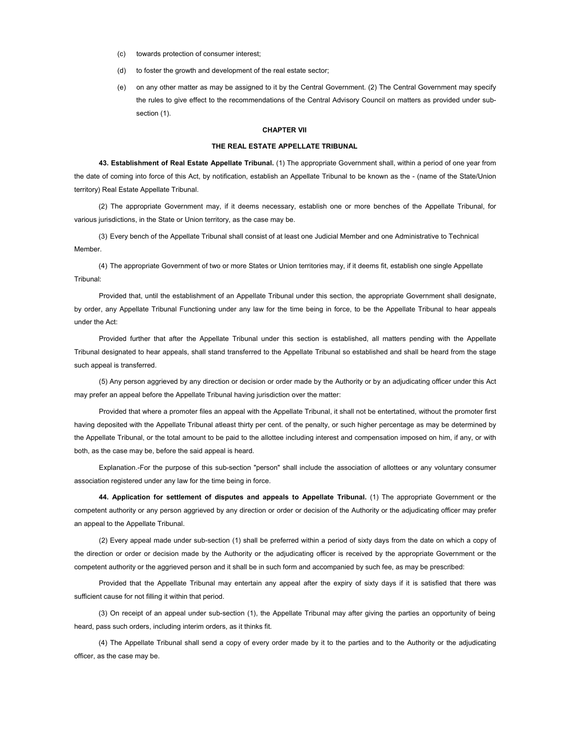(c) towards protection of consumer interest;

(d) to foster the growth and development of the real estate sector;

(e) on any other matter as may be assigned to it by the Central Government. (2) The Central Government may specify the rules to give effect to the recommendations of the Central Advisory Council on matters as provided under sub-section (1).

## CHAPTER VII

## THE REAL ESTATE APPELLATE TRIBUNAL

**43. Establishment of Real Estate Appellate Tribunal.** (1) The appropriate Government shall, within a period of one year from the date of coming into force of this Act, by notification, establish an Appellate Tribunal to be known as the - (name of the State/Union territory) Real Estate Appellate Tribunal.

(2) The appropriate Government may, if it deems necessary, establish one or more benches of the Appellate Tribunal, for various jurisdictions, in the State or Union territory, as the case may be.

(3) Every bench of the Appellate Tribunal shall consist of at least one Judicial Member and one Administrative to Technical Member.

(4) The appropriate Government of two or more States or Union territories may, if it deems fit, establish one single Appellate Tribunal:

Provided that, until the establishment of an Appellate Tribunal under this section, the appropriate Government shall designate, by order, any Appellate Tribunal Functioning under any law for the time being in force, to be the Appellate Tribunal to hear appeals under the Act:

Provided further that after the Appellate Tribunal under this section is established, all matters pending with the Appellate Tribunal designated to hear appeals, shall stand transferred to the Appellate Tribunal so established and shall be heard from the stage such appeal is transferred.

(5) Any person aggrieved by any direction or decision or order made by the Authority or by an adjudicating officer under this Act may prefer an appeal before the Appellate Tribunal having jurisdiction over the matter:

Provided that where a promoter files an appeal with the Appellate Tribunal, it shall not be entertatined, without the promoter first having deposited with the Appellate Tribunal atleast thirty per cent. of the penalty, or such higher percentage as may be determined by the Appellate Tribunal, or the total amount to be paid to the allottee including interest and compensation imposed on him, if any, or with both, as the case may be, before the said appeal is heard.

Explanation.-For the purpose of this sub-section "person" shall include the association of allottees or any voluntary consumer association registered under any law for the time being in force.

**44. Application for settlement of disputes and appeals to Appellate Tribunal.** (1) The appropriate Government or the competent authority or any person aggrieved by any direction or order or decision of the Authority or the adjudicating officer may prefer an appeal to the Appellate Tribunal.

(2) Every appeal made under sub-section (1) shall be preferred within a period of sixty days from the date on which a copy of the direction or order or decision made by the Authority or the adjudicating officer is received by the appropriate Government or the competent authority or the aggrieved person and it shall be in such form and accompanied by such fee, as may be prescribed:

Provided that the Appellate Tribunal may entertain any appeal after the expiry of sixty days if it is satisfied that there was sufficient cause for not filling it within that period.

(3) On receipt of an appeal under sub-section (1), the Appellate Tribunal may after giving the parties an opportunity of being heard, pass such orders, including interim orders, as it thinks fit.

(4) The Appellate Tribunal shall send a copy of every order made by it to the parties and to the Authority or the adjudicating officer, as the case may be.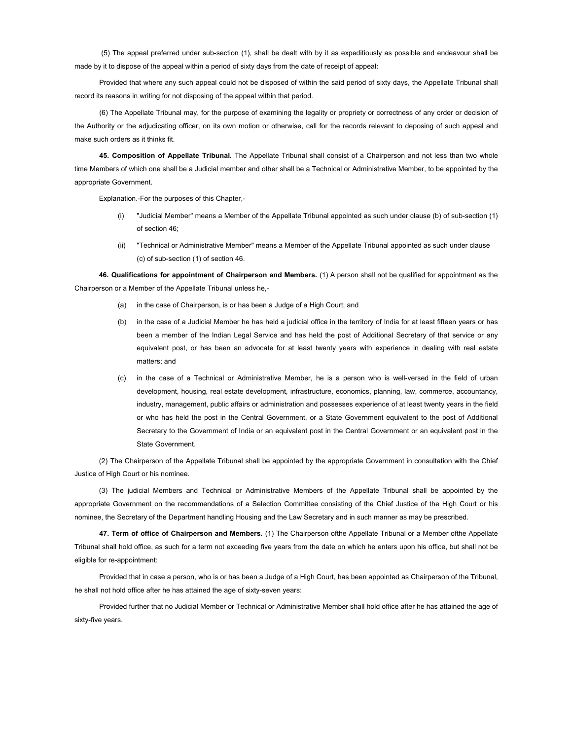(5) The appeal preferred under sub-section (1), shall be dealt with by it as expeditiously as possible and endeavour shall be made by it to dispose of the appeal within a period of sixty days from the date of receipt of appeal:

Provided that where any such appeal could not be disposed of within the said period of sixty days, the Appellate Tribunal shall record its reasons in writing for not disposing of the appeal within that period.

(6) The Appellate Tribunal may, for the purpose of examining the legality or propriety or correctness of any order or decision of the Authority or the adjudicating officer, on its own motion or otherwise, call for the records relevant to deposing of such appeal and make such orders as it thinks fit.

**45. Composition of Appellate Tribunal.** The Appellate Tribunal shall consist of a Chairperson and not less than two whole time Members of which one shall be a Judicial member and other shall be a Technical or Administrative Member, to be appointed by the appropriate Government.

Explanation.-For the purposes of this Chapter,-

(i) "Judicial Member" means a Member of the Appellate Tribunal appointed as such under clause (b) of sub-section (1) of section 46;

(ii) "Technical or Administrative Member" means a Member of the Appellate Tribunal appointed as such under clause (c) of sub-section (1) of section 46.

**46. Qualifications for appointment of Chairperson and Members.** (1) A person shall not be qualified for appointment as the Chairperson or a Member of the Appellate Tribunal unless he,-

(a) in the case of Chairperson, is or has been a Judge of a High Court; and

(b) in the case of a Judicial Member he has held a judicial office in the territory of India for at least fifteen years or has been a member of the Indian Legal Service and has held the post of Additional Secretary of that service or any equivalent post, or has been an advocate for at least twenty years with experience in dealing with real estate matters; and

(c) in the case of a Technical or Administrative Member, he is a person who is well-versed in the field of urban development, housing, real estate development, infrastructure, economics, planning, law, commerce, accountancy, industry, management, public affairs or administration and possesses experience of at least twenty years in the field or who has held the post in the Central Government, or a State Government equivalent to the post of Additional Secretary to the Government of India or an equivalent post in the Central Government or an equivalent post in the State Government.

(2) The Chairperson of the Appellate Tribunal shall be appointed by the appropriate Government in consultation with the Chief Justice of High Court or his nominee.

(3) The judicial Members and Technical or Administrative Members of the Appellate Tribunal shall be appointed by the appropriate Government on the recommendations of a Selection Committee consisting of the Chief Justice of the High Court or his nominee, the Secretary of the Department handling Housing and the Law Secretary and in such manner as may be prescribed.

**47. Term of office of Chairperson and Members.** (1) The Chairperson ofthe Appellate Tribunal or a Member ofthe Appellate Tribunal shall hold office, as such for a term not exceeding five years from the date on which he enters upon his office, but shall not be eligible for re-appointment:

Provided that in case a person, who is or has been a Judge of a High Court, has been appointed as Chairperson of the Tribunal, he shall not hold office after he has attained the age of sixty-seven years:

Provided further that no Judicial Member or Technical or Administrative Member shall hold office after he has attained the age of sixty-five years.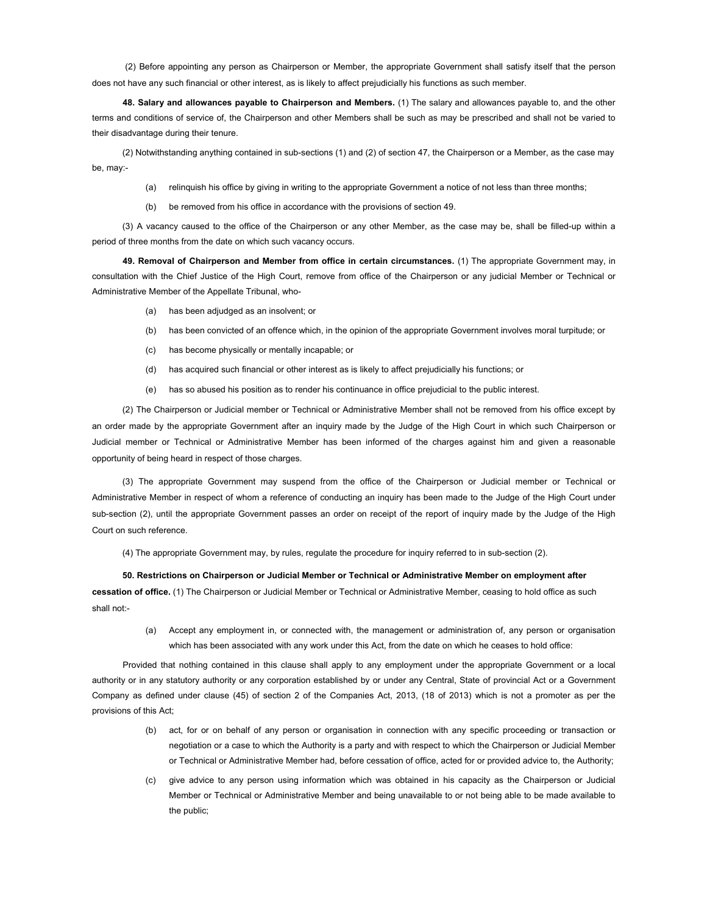(2) Before appointing any person as Chairperson or Member, the appropriate Government shall satisfy itself that the person does not have any such financial or other interest, as is likely to affect prejudicially his functions as such member.

**48. Salary and allowances payable to Chairperson and Members.** (1) The salary and allowances payable to, and the other terms and conditions of service of, the Chairperson and other Members shall be such as may be prescribed and shall not be varied to their disadvantage during their tenure.

(2) Notwithstanding anything contained in sub-sections (1) and (2) of section 47, the Chairperson or a Member, as the case may be, may:-

(a) relinquish his office by giving in writing to the appropriate Government a notice of not less than three months;

(b) be removed from his office in accordance with the provisions of section 49.

(3) A vacancy caused to the office of the Chairperson or any other Member, as the case may be, shall be filled-up within a period of three months from the date on which such vacancy occurs.

**49. Removal of Chairperson and Member from office in certain circumstances.** (1) The appropriate Government may, in consultation with the Chief Justice of the High Court, remove from office of the Chairperson or any judicial Member or Technical or Administrative Member of the Appellate Tribunal, who-

(a) has been adjudged as an insolvent; or

(b) has been convicted of an offence which, in the opinion of the appropriate Government involves moral turpitude; or

(c) has become physically or mentally incapable; or

(d) has acquired such financial or other interest as is likely to affect prejudicially his functions; or

(e) has so abused his position as to render his continuance in office prejudicial to the public interest.

(2) The Chairperson or Judicial member or Technical or Administrative Member shall not be removed from his office except by an order made by the appropriate Government after an inquiry made by the Judge of the High Court in which such Chairperson or Judicial member or Technical or Administrative Member has been informed of the charges against him and given a reasonable opportunity of being heard in respect of those charges.

(3) The appropriate Government may suspend from the office of the Chairperson or Judicial member or Technical or Administrative Member in respect of whom a reference of conducting an inquiry has been made to the Judge of the High Court under sub-section (2), until the appropriate Government passes an order on receipt of the report of inquiry made by the Judge of the High Court on such reference.

(4) The appropriate Government may, by rules, regulate the procedure for inquiry referred to in sub-section (2).

**50. Restrictions on Chairperson or Judicial Member or Technical or Administrative Member on employment after cessation of office.** (1) The Chairperson or Judicial Member or Technical or Administrative Member, ceasing to hold office as such shall not:-

(a) Accept any employment in, or connected with, the management or administration of, any person or organisation which has been associated with any work under this Act, from the date on which he ceases to hold office:

Provided that nothing contained in this clause shall apply to any employment under the appropriate Government or a local authority or in any statutory authority or any corporation established by or under any Central, State of provincial Act or a Government Company as defined under clause (45) of section 2 of the Companies Act, 2013, (18 of 2013) which is not a promoter as per the provisions of this Act;

(b) act, for or on behalf of any person or organisation in connection with any specific proceeding or transaction or negotiation or a case to which the Authority is a party and with respect to which the Chairperson or Judicial Member or Technical or Administrative Member had, before cessation of office, acted for or provided advice to, the Authority;

(c) give advice to any person using information which was obtained in his capacity as the Chairperson or Judicial Member or Technical or Administrative Member and being unavailable to or not being able to be made available to the public;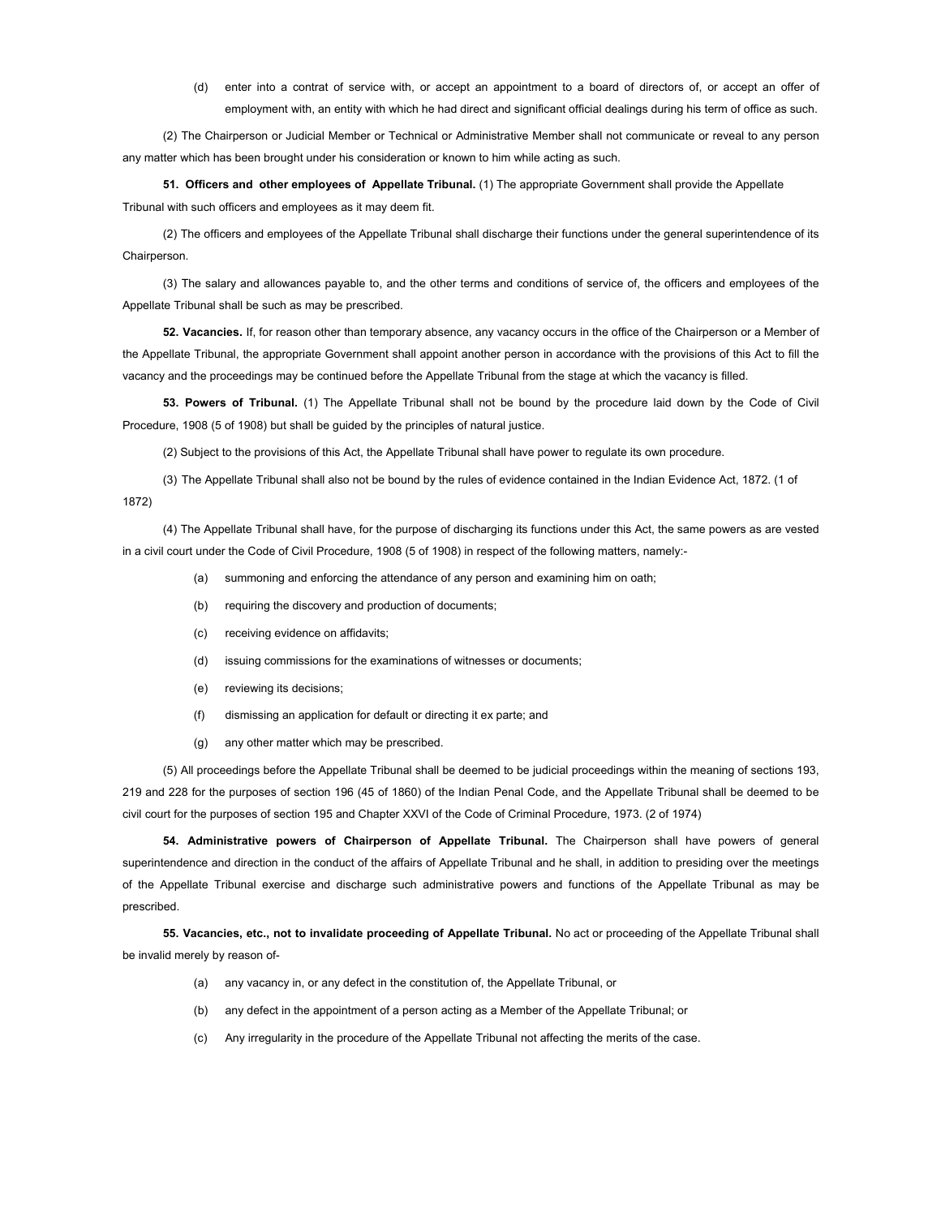(d) enter into a contrat of service with, or accept an appointment to a board of directors of, or accept an offer of employment with, an entity with which he had direct and significant official dealings during his term of office as such.

(2) The Chairperson or Judicial Member or Technical or Administrative Member shall not communicate or reveal to any person any matter which has been brought under his consideration or known to him while acting as such.

**51. Officers and other employees of Appellate Tribunal.** (1) The appropriate Government shall provide the Appellate Tribunal with such officers and employees as it may deem fit.

(2) The officers and employees of the Appellate Tribunal shall discharge their functions under the general superintendence of its Chairperson.

(3) The salary and allowances payable to, and the other terms and conditions of service of, the officers and employees of the Appellate Tribunal shall be such as may be prescribed.

**52. Vacancies.** If, for reason other than temporary absence, any vacancy occurs in the office of the Chairperson or a Member of the Appellate Tribunal, the appropriate Government shall appoint another person in accordance with the provisions of this Act to fill the vacancy and the proceedings may be continued before the Appellate Tribunal from the stage at which the vacancy is filled.

**53. Powers of Tribunal.** (1) The Appellate Tribunal shall not be bound by the procedure laid down by the Code of Civil Procedure, 1908 (5 of 1908) but shall be guided by the principles of natural justice.

(2) Subject to the provisions of this Act, the Appellate Tribunal shall have power to regulate its own procedure.

(3) The Appellate Tribunal shall also not be bound by the rules of evidence contained in the Indian Evidence Act, 1872. (1 of 1872)

(4) The Appellate Tribunal shall have, for the purpose of discharging its functions under this Act, the same powers as are vested in a civil court under the Code of Civil Procedure, 1908 (5 of 1908) in respect of the following matters, namely:-

(a) summoning and enforcing the attendance of any person and examining him on oath;

(b) requiring the discovery and production of documents;

(c) receiving evidence on affidavits;

(d) issuing commissions for the examinations of witnesses or documents;

(e) reviewing its decisions;

(f) dismissing an application for default or directing it ex parte; and

(g) any other matter which may be prescribed.

(5) All proceedings before the Appellate Tribunal shall be deemed to be judicial proceedings within the meaning of sections 193, 219 and 228 for the purposes of section 196 (45 of 1860) of the Indian Penal Code, and the Appellate Tribunal shall be deemed to be civil court for the purposes of section 195 and Chapter XXVI of the Code of Criminal Procedure, 1973. (2 of 1974)

**54. Administrative powers of Chairperson of Appellate Tribunal.** The Chairperson shall have powers of general superintendence and direction in the conduct of the affairs of Appellate Tribunal and he shall, in addition to presiding over the meetings of the Appellate Tribunal exercise and discharge such administrative powers and functions of the Appellate Tribunal as may be prescribed.

**55. Vacancies, etc., not to invalidate proceeding of Appellate Tribunal.** No act or proceeding of the Appellate Tribunal shall be invalid merely by reason of-

(a) any vacancy in, or any defect in the constitution of, the Appellate Tribunal, or

(b) any defect in the appointment of a person acting as a Member of the Appellate Tribunal; or

(c) Any irregularity in the procedure of the Appellate Tribunal not affecting the merits of the case.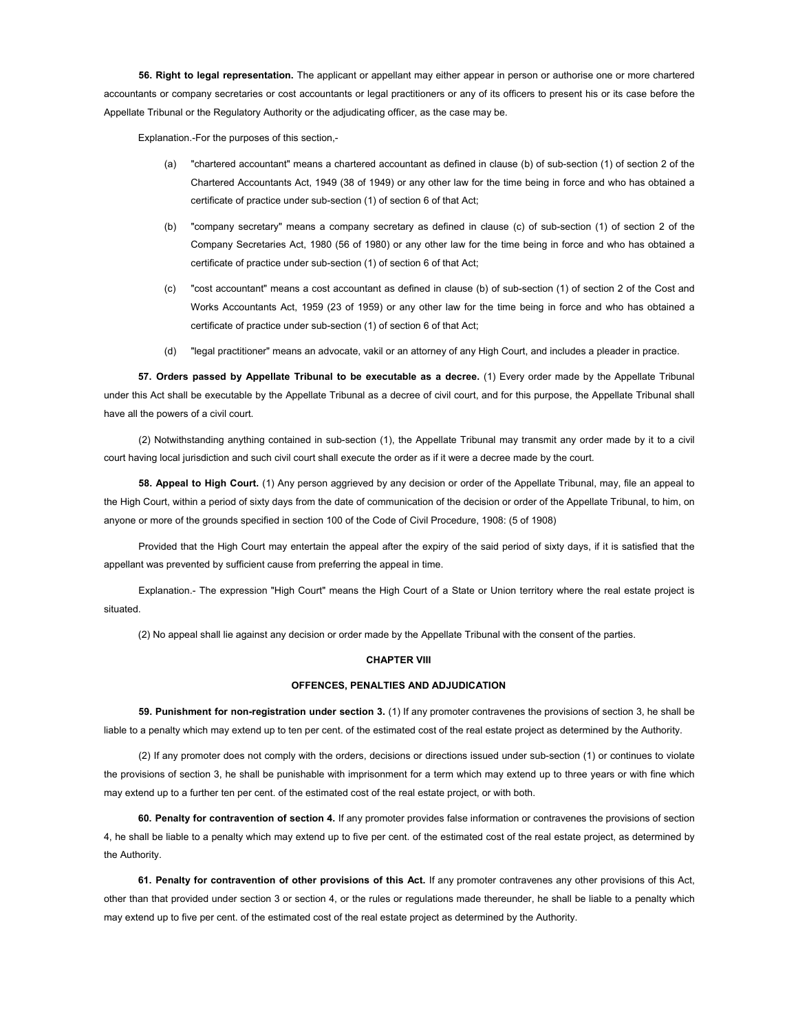**56. Right to legal representation.** The applicant or appellant may either appear in person or authorise one or more chartered accountants or company secretaries or cost accountants or legal practitioners or any of its officers to present his or its case before the Appellate Tribunal or the Regulatory Authority or the adjudicating officer, as the case may be.

Explanation.-For the purposes of this section,-

(a) "chartered accountant" means a chartered accountant as defined in clause (b) of sub-section (1) of section 2 of the Chartered Accountants Act, 1949 (38 of 1949) or any other law for the time being in force and who has obtained a certificate of practice under sub-section (1) of section 6 of that Act;

(b) "company secretary" means a company secretary as defined in clause (c) of sub-section (1) of section 2 of the Company Secretaries Act, 1980 (56 of 1980) or any other law for the time being in force and who has obtained a certificate of practice under sub-section (1) of section 6 of that Act;

(c) "cost accountant" means a cost accountant as defined in clause (b) of sub-section (1) of section 2 of the Cost and Works Accountants Act, 1959 (23 of 1959) or any other law for the time being in force and who has obtained a certificate of practice under sub-section (1) of section 6 of that Act;

(d) "legal practitioner" means an advocate, vakil or an attorney of any High Court, and includes a pleader in practice.

**57. Orders passed by Appellate Tribunal to be executable as a decree.** (1) Every order made by the Appellate Tribunal under this Act shall be executable by the Appellate Tribunal as a decree of civil court, and for this purpose, the Appellate Tribunal shall have all the powers of a civil court.

(2) Notwithstanding anything contained in sub-section (1), the Appellate Tribunal may transmit any order made by it to a civil court having local jurisdiction and such civil court shall execute the order as if it were a decree made by the court.

**58. Appeal to High Court.** (1) Any person aggrieved by any decision or order of the Appellate Tribunal, may, file an appeal to the High Court, within a period of sixty days from the date of communication of the decision or order of the Appellate Tribunal, to him, on anyone or more of the grounds specified in section 100 of the Code of Civil Procedure, 1908: (5 of 1908)

Provided that the High Court may entertain the appeal after the expiry of the said period of sixty days, if it is satisfied that the appellant was prevented by sufficient cause from preferring the appeal in time.

Explanation.- The expression "High Court" means the High Court of a State or Union territory where the real estate project is situated.

(2) No appeal shall lie against any decision or order made by the Appellate Tribunal with the consent of the parties.

## CHAPTER VIII

## OFFENCES, PENALTIES AND ADJUDICATION

**59. Punishment for non-registration under section 3.** (1) If any promoter contravenes the provisions of section 3, he shall be liable to a penalty which may extend up to ten per cent. of the estimated cost of the real estate project as determined by the Authority.

(2) If any promoter does not comply with the orders, decisions or directions issued under sub-section (1) or continues to violate the provisions of section 3, he shall be punishable with imprisonment for a term which may extend up to three years or with fine which may extend up to a further ten per cent. of the estimated cost of the real estate project, or with both.

**60. Penalty for contravention of section 4.** If any promoter provides false information or contravenes the provisions of section 4, he shall be liable to a penalty which may extend up to five per cent. of the estimated cost of the real estate project, as determined by the Authority.

**61. Penalty for contravention of other provisions of this Act.** If any promoter contravenes any other provisions of this Act, other than that provided under section 3 or section 4, or the rules or regulations made thereunder, he shall be liable to a penalty which may extend up to five per cent. of the estimated cost of the real estate project as determined by the Authority.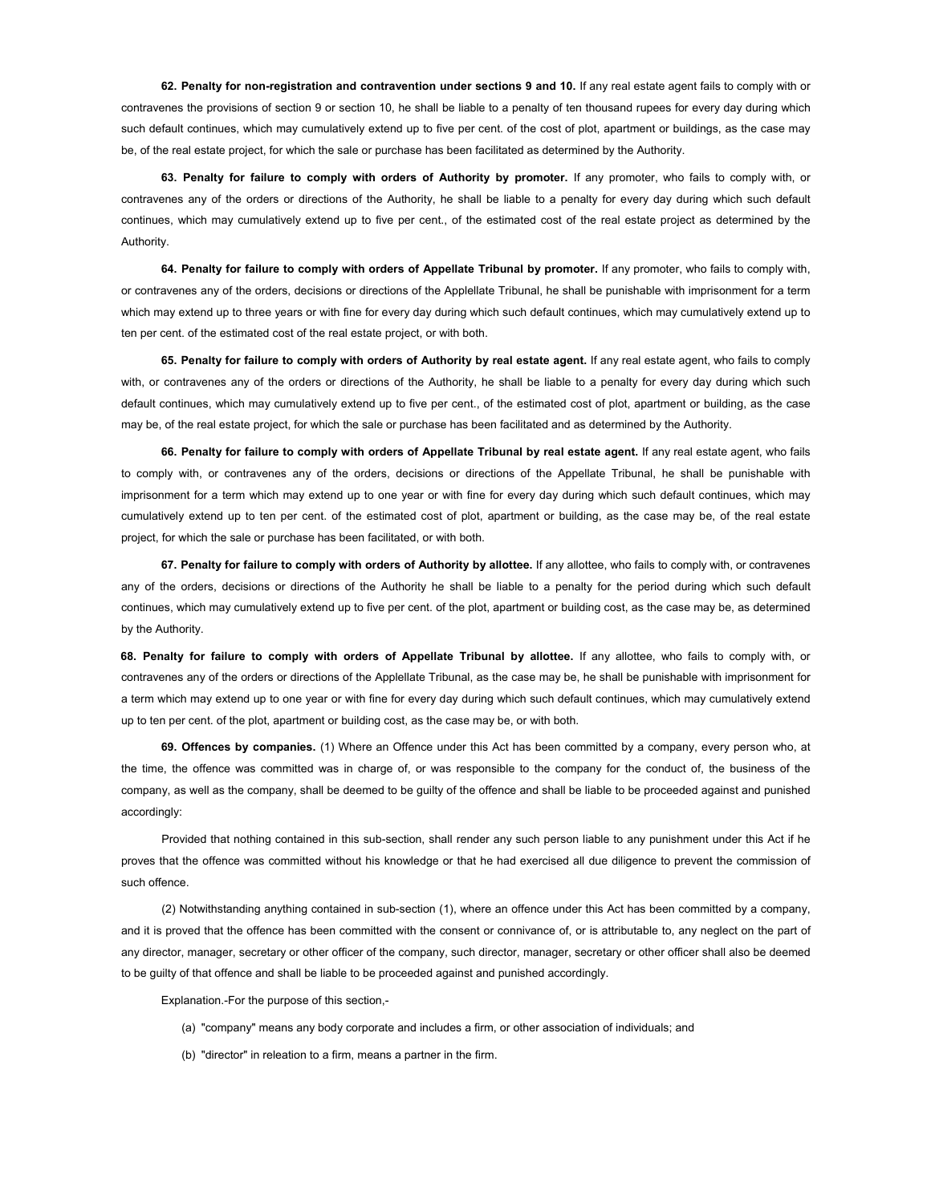**62. Penalty for non-registration and contravention under sections 9 and 10.** If any real estate agent fails to comply with or contravenes the provisions of section 9 or section 10, he shall be liable to a penalty of ten thousand rupees for every day during which such default continues, which may cumulatively extend up to five per cent. of the cost of plot, apartment or buildings, as the case may be, of the real estate project, for which the sale or purchase has been facilitated as determined by the Authority.

**63. Penalty for failure to comply with orders of Authority by promoter.** If any promoter, who fails to comply with, or contravenes any of the orders or directions of the Authority, he shall be liable to a penalty for every day during which such default continues, which may cumulatively extend up to five per cent., of the estimated cost of the real estate project as determined by the Authority.

**64. Penalty for failure to comply with orders of Appellate Tribunal by promoter.** If any promoter, who fails to comply with, or contravenes any of the orders, decisions or directions of the Applellate Tribunal, he shall be punishable with imprisonment for a term which may extend up to three years or with fine for every day during which such default continues, which may cumulatively extend up to ten per cent. of the estimated cost of the real estate project, or with both.

**65. Penalty for failure to comply with orders of Authority by real estate agent.** If any real estate agent, who fails to comply with, or contravenes any of the orders or directions of the Authority, he shall be liable to a penalty for every day during which such default continues, which may cumulatively extend up to five per cent., of the estimated cost of plot, apartment or building, as the case may be, of the real estate project, for which the sale or purchase has been facilitated and as determined by the Authority.

**66. Penalty for failure to comply with orders of Appellate Tribunal by real estate agent.** If any real estate agent, who fails to comply with, or contravenes any of the orders, decisions or directions of the Appellate Tribunal, he shall be punishable with imprisonment for a term which may extend up to one year or with fine for every day during which such default continues, which may cumulatively extend up to ten per cent. of the estimated cost of plot, apartment or building, as the case may be, of the real estate project, for which the sale or purchase has been facilitated, or with both.

**67. Penalty for failure to comply with orders of Authority by allottee.** If any allottee, who fails to comply with, or contravenes any of the orders, decisions or directions of the Authority he shall be liable to a penalty for the period during which such default continues, which may cumulatively extend up to five per cent. of the plot, apartment or building cost, as the case may be, as determined by the Authority.

**68. Penalty for failure to comply with orders of Appellate Tribunal by allottee.** If any allottee, who fails to comply with, or contravenes any of the orders or directions of the Applellate Tribunal, as the case may be, he shall be punishable with imprisonment for a term which may extend up to one year or with fine for every day during which such default continues, which may cumulatively extend up to ten per cent. of the plot, apartment or building cost, as the case may be, or with both.

**69. Offences by companies.** (1) Where an Offence under this Act has been committed by a company, every person who, at the time, the offence was committed was in charge of, or was responsible to the company for the conduct of, the business of the company, as well as the company, shall be deemed to be guilty of the offence and shall be liable to be proceeded against and punished accordingly:

Provided that nothing contained in this sub-section, shall render any such person liable to any punishment under this Act if he proves that the offence was committed without his knowledge or that he had exercised all due diligence to prevent the commission of such offence.

(2) Notwithstanding anything contained in sub-section (1), where an offence under this Act has been committed by a company, and it is proved that the offence has been committed with the consent or connivance of, or is attributable to, any neglect on the part of any director, manager, secretary or other officer of the company, such director, manager, secretary or other officer shall also be deemed to be guilty of that offence and shall be liable to be proceeded against and punished accordingly.

Explanation.-For the purpose of this section,-

(a) "company" means any body corporate and includes a firm, or other association of individuals; and

(b) "director" in releation to a firm, means a partner in the firm.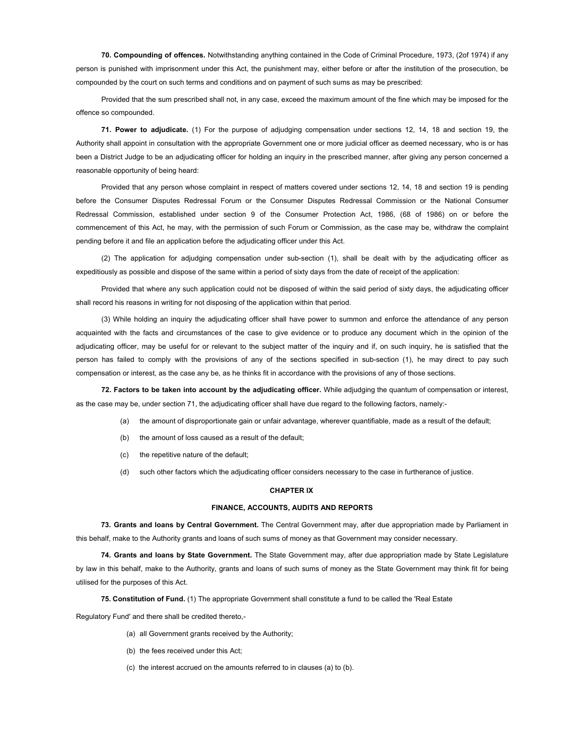**70. Compounding of offences.** Notwithstanding anything contained in the Code of Criminal Procedure, 1973, (2of 1974) if any person is punished with imprisonment under this Act, the punishment may, either before or after the institution of the prosecution, be compounded by the court on such terms and conditions and on payment of such sums as may be prescribed:

Provided that the sum prescribed shall not, in any case, exceed the maximum amount of the fine which may be imposed for the offence so compounded.

**71. Power to adjudicate.** (1) For the purpose of adjudging compensation under sections 12, 14, 18 and section 19, the Authority shall appoint in consultation with the appropriate Government one or more judicial officer as deemed necessary, who is or has been a District Judge to be an adjudicating officer for holding an inquiry in the prescribed manner, after giving any person concerned a reasonable opportunity of being heard:

Provided that any person whose complaint in respect of matters covered under sections 12, 14, 18 and section 19 is pending before the Consumer Disputes Redressal Forum or the Consumer Disputes Redressal Commission or the National Consumer Redressal Commission, established under section 9 of the Consumer Protection Act, 1986, (68 of 1986) on or before the commencement of this Act, he may, with the permission of such Forum or Commission, as the case may be, withdraw the complaint pending before it and file an application before the adjudicating officer under this Act.

(2) The application for adjudging compensation under sub-section (1), shall be dealt with by the adjudicating officer as expeditiously as possible and dispose of the same within a period of sixty days from the date of receipt of the application:

Provided that where any such application could not be disposed of within the said period of sixty days, the adjudicating officer shall record his reasons in writing for not disposing of the application within that period.

(3) While holding an inquiry the adjudicating officer shall have power to summon and enforce the attendance of any person acquainted with the facts and circumstances of the case to give evidence or to produce any document which in the opinion of the adjudicating officer, may be useful for or relevant to the subject matter of the inquiry and if, on such inquiry, he is satisfied that the person has failed to comply with the provisions of any of the sections specified in sub-section (1), he may direct to pay such compensation or interest, as the case any be, as he thinks fit in accordance with the provisions of any of those sections.

**72. Factors to be taken into account by the adjudicating officer.** While adjudging the quantum of compensation or interest, as the case may be, under section 71, the adjudicating officer shall have due regard to the following factors, namely:-

(a) the amount of disproportionate gain or unfair advantage, wherever quantifiable, made as a result of the default;

(b) the amount of loss caused as a result of the default;

(c) the repetitive nature of the default;

(d) such other factors which the adjudicating officer considers necessary to the case in furtherance of justice.

## CHAPTER IX

## FINANCE, ACCOUNTS, AUDITS AND REPORTS

**73. Grants and loans by Central Government.** The Central Government may, after due appropriation made by Parliament in this behalf, make to the Authority grants and loans of such sums of money as that Government may consider necessary.

**74. Grants and loans by State Government.** The State Government may, after due appropriation made by State Legislature by law in this behalf, make to the Authority, grants and loans of such sums of money as the State Government may think fit for being utilised for the purposes of this Act.

**75. Constitution of Fund.** (1) The appropriate Government shall constitute a fund to be called the 'Real Estate Regulatory Fund' and there shall be credited thereto,-

(a) all Government grants received by the Authority;

(b) the fees received under this Act;

(c) the interest accrued on the amounts referred to in clauses (a) to (b).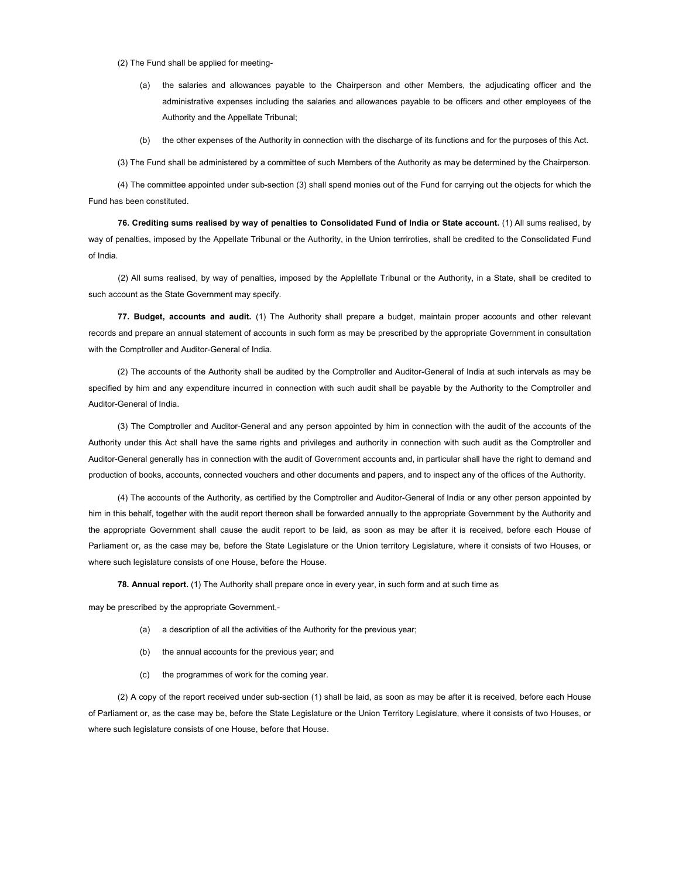(2) The Fund shall be applied for meeting-

(a) the salaries and allowances payable to the Chairperson and other Members, the adjudicating officer and the administrative expenses including the salaries and allowances payable to be officers and other employees of the Authority and the Appellate Tribunal;

(b) the other expenses of the Authority in connection with the discharge of its functions and for the purposes of this Act.

(3) The Fund shall be administered by a committee of such Members of the Authority as may be determined by the Chairperson.

(4) The committee appointed under sub-section (3) shall spend monies out of the Fund for carrying out the objects for which the Fund has been constituted.

**76. Crediting sums realised by way of penalties to Consolidated Fund of India or State account.** (1) All sums realised, by way of penalties, imposed by the Appellate Tribunal or the Authority, in the Union terriroties, shall be credited to the Consolidated Fund of India.

(2) All sums realised, by way of penalties, imposed by the Applellate Tribunal or the Authority, in a State, shall be credited to such account as the State Government may specify.

**77. Budget, accounts and audit.** (1) The Authority shall prepare a budget, maintain proper accounts and other relevant records and prepare an annual statement of accounts in such form as may be prescribed by the appropriate Government in consultation with the Comptroller and Auditor-General of India.

(2) The accounts of the Authority shall be audited by the Comptroller and Auditor-General of India at such intervals as may be specified by him and any expenditure incurred in connection with such audit shall be payable by the Authority to the Comptroller and Auditor-General of India.

(3) The Comptroller and Auditor-General and any person appointed by him in connection with the audit of the accounts of the Authority under this Act shall have the same rights and privileges and authority in connection with such audit as the Comptroller and Auditor-General generally has in connection with the audit of Government accounts and, in particular shall have the right to demand and production of books, accounts, connected vouchers and other documents and papers, and to inspect any of the offices of the Authority.

(4) The accounts of the Authority, as certified by the Comptroller and Auditor-General of India or any other person appointed by him in this behalf, together with the audit report thereon shall be forwarded annually to the appropriate Government by the Authority and the appropriate Government shall cause the audit report to be laid, as soon as may be after it is received, before each House of Parliament or, as the case may be, before the State Legislature or the Union territory Legislature, where it consists of two Houses, or where such legislature consists of one House, before the House.

**78. Annual report.** (1) The Authority shall prepare once in every year, in such form and at such time as may be prescribed by the appropriate Government,-

(a) a description of all the activities of the Authority for the previous year;

(b) the annual accounts for the previous year; and

(c) the programmes of work for the coming year.

(2) A copy of the report received under sub-section (1) shall be laid, as soon as may be after it is received, before each House of Parliament or, as the case may be, before the State Legislature or the Union Territory Legislature, where it consists of two Houses, or where such legislature consists of one House, before that House.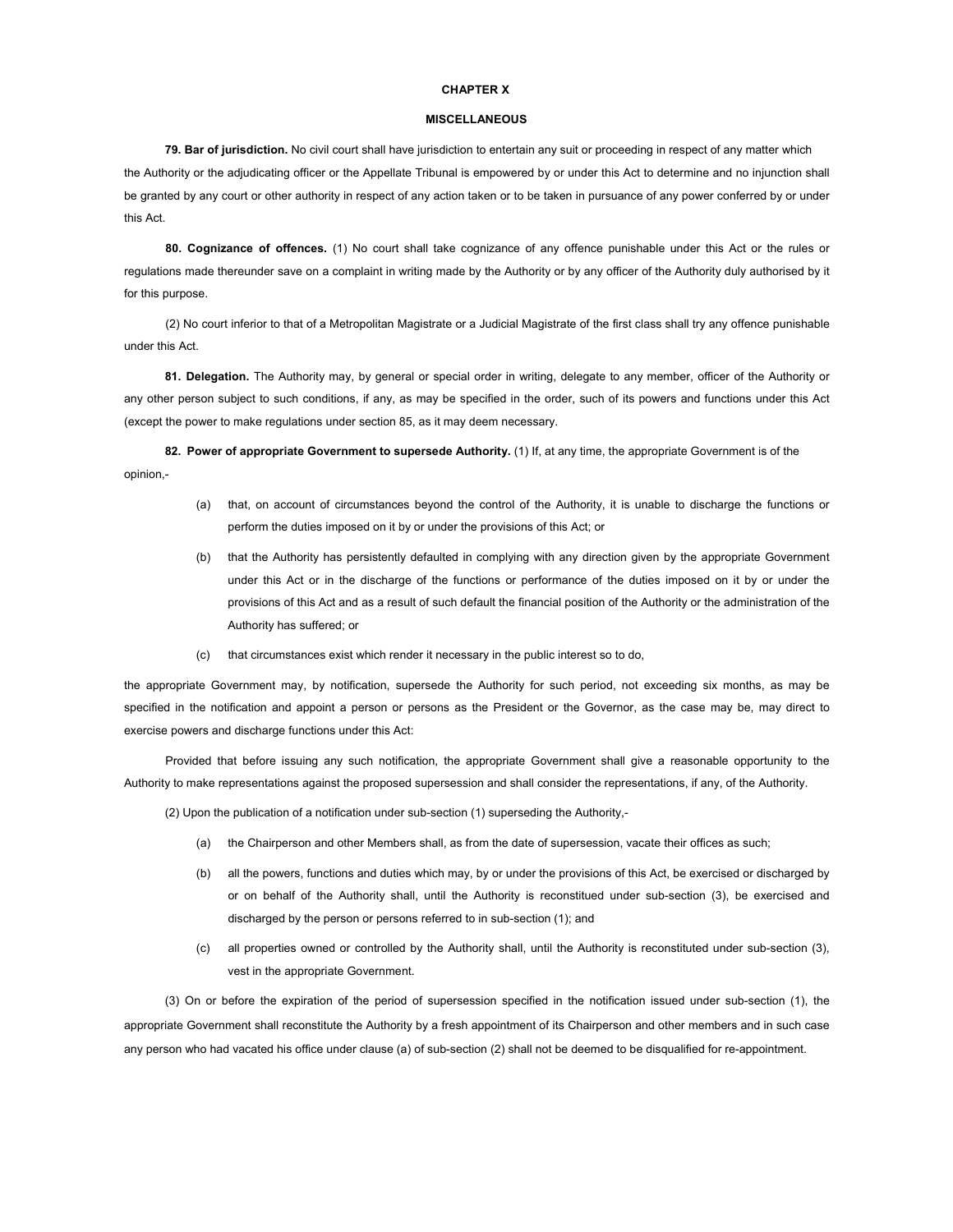## CHAPTER X

## MISCELLANEOUS

**79. Bar of jurisdiction.** No civil court shall have jurisdiction to entertain any suit or proceeding in respect of any matter which the Authority or the adjudicating officer or the Appellate Tribunal is empowered by or under this Act to determine and no injunction shall be granted by any court or other authority in respect of any action taken or to be taken in pursuance of any power conferred by or under this Act.

**80. Cognizance of offences.** (1) No court shall take cognizance of any offence punishable under this Act or the rules or regulations made thereunder save on a complaint in writing made by the Authority or by any officer of the Authority duly authorised by it for this purpose.

(2) No court inferior to that of a Metropolitan Magistrate or a Judicial Magistrate of the first class shall try any offence punishable under this Act.

**81. Delegation.** The Authority may, by general or special order in writing, delegate to any member, officer of the Authority or any other person subject to such conditions, if any, as may be specified in the order, such of its powers and functions under this Act (except the power to make regulations under section 85, as it may deem necessary.

**82. Power of appropriate Government to supersede Authority.** (1) If, at any time, the appropriate Government is of the opinion,-

(a) that, on account of circumstances beyond the control of the Authority, it is unable to discharge the functions or perform the duties imposed on it by or under the provisions of this Act; or

(b) that the Authority has persistently defaulted in complying with any direction given by the appropriate Government under this Act or in the discharge of the functions or performance of the duties imposed on it by or under the provisions of this Act and as a result of such default the financial position of the Authority or the administration of the Authority has suffered; or

(c) that circumstances exist which render it necessary in the public interest so to do,

the appropriate Government may, by notification, supersede the Authority for such period, not exceeding six months, as may be specified in the notification and appoint a person or persons as the President or the Governor, as the case may be, may direct to exercise powers and discharge functions under this Act:

Provided that before issuing any such notification, the appropriate Government shall give a reasonable opportunity to the Authority to make representations against the proposed supersession and shall consider the representations, if any, of the Authority.

(2) Upon the publication of a notification under sub-section (1) superseding the Authority,-

(a) the Chairperson and other Members shall, as from the date of supersession, vacate their offices as such;

(b) all the powers, functions and duties which may, by or under the provisions of this Act, be exercised or discharged by or on behalf of the Authority shall, until the Authority is reconstitued under sub-section (3), be exercised and discharged by the person or persons referred to in sub-section (1); and

(c) all properties owned or controlled by the Authority shall, until the Authority is reconstituted under sub-section (3), vest in the appropriate Government.

(3) On or before the expiration of the period of supersession specified in the notification issued under sub-section (1), the appropriate Government shall reconstitute the Authority by a fresh appointment of its Chairperson and other members and in such case any person who had vacated his office under clause (a) of sub-section (2) shall not be deemed to be disqualified for re-appointment.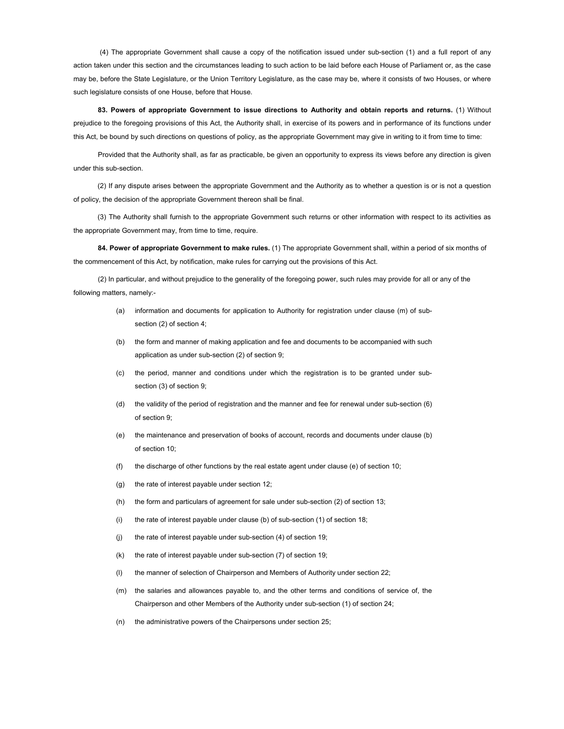(4) The appropriate Government shall cause a copy of the notification issued under sub-section (1) and a full report of any action taken under this section and the circumstances leading to such action to be laid before each House of Parliament or, as the case may be, before the State Legislature, or the Union Territory Legislature, as the case may be, where it consists of two Houses, or where such legislature consists of one House, before that House.

**83. Powers of appropriate Government to issue directions to Authority and obtain reports and returns.** (1) Without prejudice to the foregoing provisions of this Act, the Authority shall, in exercise of its powers and in performance of its functions under this Act, be bound by such directions on questions of policy, as the appropriate Government may give in writing to it from time to time:

Provided that the Authority shall, as far as practicable, be given an opportunity to express its views before any direction is given under this sub-section.

(2) If any dispute arises between the appropriate Government and the Authority as to whether a question is or is not a question of policy, the decision of the appropriate Government thereon shall be final.

(3) The Authority shall furnish to the appropriate Government such returns or other information with respect to its activities as the appropriate Government may, from time to time, require.

**84. Power of appropriate Government to make rules.** (1) The appropriate Government shall, within a period of six months of the commencement of this Act, by notification, make rules for carrying out the provisions of this Act.

(2) In particular, and without prejudice to the generality of the foregoing power, such rules may provide for all or any of the following matters, namely:-

(a) information and documents for application to Authority for registration under clause (m) of sub-section (2) of section 4;

(b) the form and manner of making application and fee and documents to be accompanied with such application as under sub-section (2) of section 9;

(c) the period, manner and conditions under which the registration is to be granted under sub-section (3) of section 9;

(d) the validity of the period of registration and the manner and fee for renewal under sub-section (6) of section 9;

(e) the maintenance and preservation of books of account, records and documents under clause (b) of section 10;

(f) the discharge of other functions by the real estate agent under clause (e) of section 10;

(g) the rate of interest payable under section 12;

(h) the form and particulars of agreement for sale under sub-section (2) of section 13;

(i) the rate of interest payable under clause (b) of sub-section (1) of section 18;

(j) the rate of interest payable under sub-section (4) of section 19;

(k) the rate of interest payable under sub-section (7) of section 19;

(l) the manner of selection of Chairperson and Members of Authority under section 22;

(m) the salaries and allowances payable to, and the other terms and conditions of service of, the Chairperson and other Members of the Authority under sub-section (1) of section 24;

(n) the administrative powers of the Chairpersons under section 25;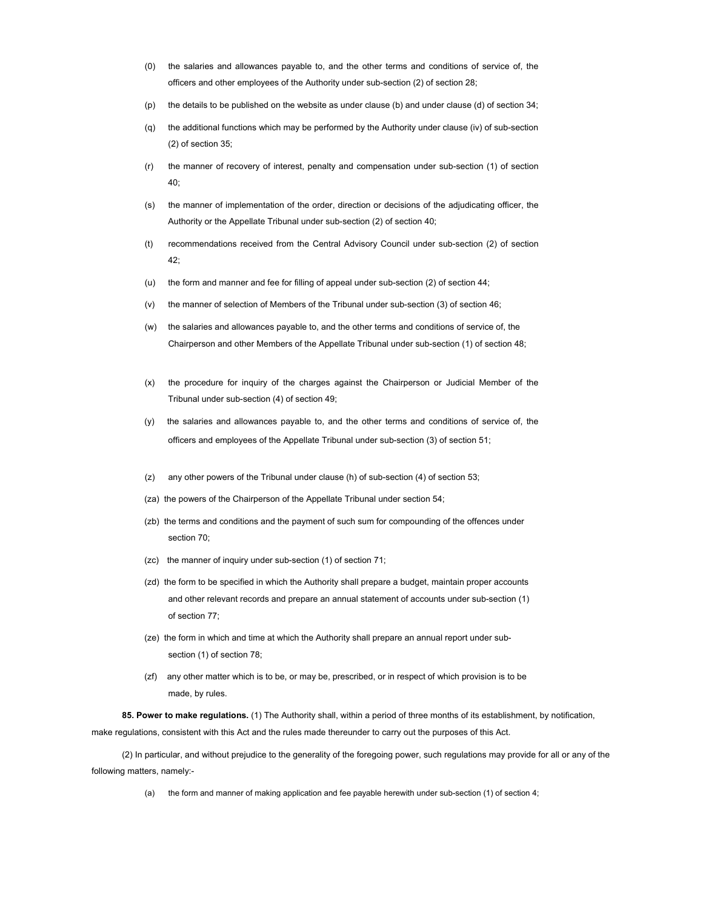(0) the salaries and allowances payable to, and the other terms and conditions of service of, the officers and other employees of the Authority under sub-section (2) of section 28;

(p) the details to be published on the website as under clause (b) and under clause (d) of section 34;

(q) the additional functions which may be performed by the Authority under clause (iv) of sub-section (2) of section 35;

(r) the manner of recovery of interest, penalty and compensation under sub-section (1) of section 40;

(s) the manner of implementation of the order, direction or decisions of the adjudicating officer, the Authority or the Appellate Tribunal under sub-section (2) of section 40;

(t) recommendations received from the Central Advisory Council under sub-section (2) of section 42;

(u) the form and manner and fee for filling of appeal under sub-section (2) of section 44;

(v) the manner of selection of Members of the Tribunal under sub-section (3) of section 46;

(w) the salaries and allowances payable to, and the other terms and conditions of service of, the Chairperson and other Members of the Appellate Tribunal under sub-section (1) of section 48;

(x) the procedure for inquiry of the charges against the Chairperson or Judicial Member of the Tribunal under sub-section (4) of section 49;

(y) the salaries and allowances payable to, and the other terms and conditions of service of, the officers and employees of the Appellate Tribunal under sub-section (3) of section 51;

(z) any other powers of the Tribunal under clause (h) of sub-section (4) of section 53;

(za) the powers of the Chairperson of the Appellate Tribunal under section 54;

(zb) the terms and conditions and the payment of such sum for compounding of the offences under section 70;

(zc) the manner of inquiry under sub-section (1) of section 71;

(zd) the form to be specified in which the Authority shall prepare a budget, maintain proper accounts and other relevant records and prepare an annual statement of accounts under sub-section (1) of section 77;

(ze) the form in which and time at which the Authority shall prepare an annual report under sub-section (1) of section 78;

(zf) any other matter which is to be, or may be, prescribed, or in respect of which provision is to be made, by rules.

**85. Power to make regulations.** (1) The Authority shall, within a period of three months of its establishment, by notification, make regulations, consistent with this Act and the rules made thereunder to carry out the purposes of this Act.

(2) In particular, and without prejudice to the generality of the foregoing power, such regulations may provide for all or any of the following matters, namely:-

(a) the form and manner of making application and fee payable herewith under sub-section (1) of section 4;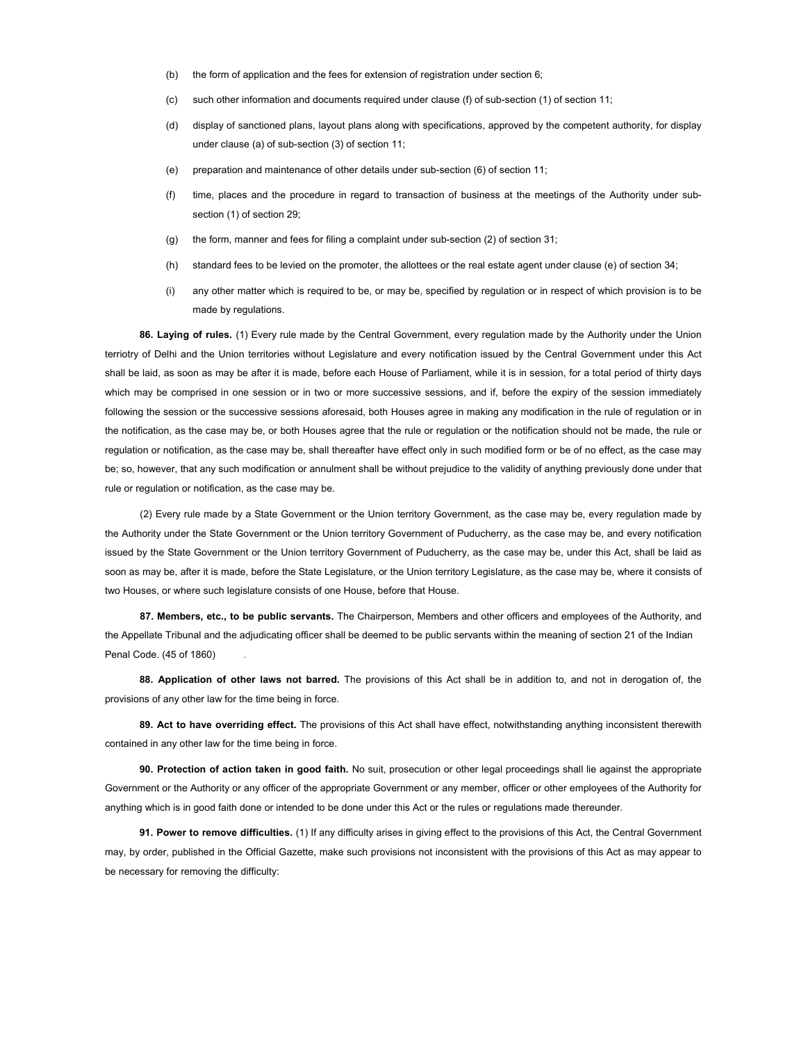(b) the form of application and the fees for extension of registration under section 6;

(c) such other information and documents required under clause (f) of sub-section (1) of section 11;

(d) display of sanctioned plans, layout plans along with specifications, approved by the competent authority, for display under clause (a) of sub-section (3) of section 11;

(e) preparation and maintenance of other details under sub-section (6) of section 11;

(f) time, places and the procedure in regard to transaction of business at the meetings of the Authority under sub-section (1) of section 29;

(g) the form, manner and fees for filing a complaint under sub-section (2) of section 31;

(h) standard fees to be levied on the promoter, the allottees or the real estate agent under clause (e) of section 34;

(i) any other matter which is required to be, or may be, specified by regulation or in respect of which provision is to be made by regulations.

**86. Laying of rules.** (1) Every rule made by the Central Government, every regulation made by the Authority under the Union terriotry of Delhi and the Union territories without Legislature and every notification issued by the Central Government under this Act shall be laid, as soon as may be after it is made, before each House of Parliament, while it is in session, for a total period of thirty days which may be comprised in one session or in two or more successive sessions, and if, before the expiry of the session immediately following the session or the successive sessions aforesaid, both Houses agree in making any modification in the rule of regulation or in the notification, as the case may be, or both Houses agree that the rule or regulation or the notification should not be made, the rule or regulation or notification, as the case may be, shall thereafter have effect only in such modified form or be of no effect, as the case may be; so, however, that any such modification or annulment shall be without prejudice to the validity of anything previously done under that rule or regulation or notification, as the case may be.

(2) Every rule made by a State Government or the Union territory Government, as the case may be, every regulation made by the Authority under the State Government or the Union territory Government of Puducherry, as the case may be, and every notification issued by the State Government or the Union territory Government of Puducherry, as the case may be, under this Act, shall be laid as soon as may be, after it is made, before the State Legislature, or the Union territory Legislature, as the case may be, where it consists of two Houses, or where such legislature consists of one House, before that House.

**87. Members, etc., to be public servants.** The Chairperson, Members and other officers and employees of the Authority, and the Appellate Tribunal and the adjudicating officer shall be deemed to be public servants within the meaning of section 21 of the Indian Penal Code. (45 of 1860) .

**88. Application of other laws not barred.** The provisions of this Act shall be in addition to, and not in derogation of, the provisions of any other law for the time being in force.

**89. Act to have overriding effect.** The provisions of this Act shall have effect, notwithstanding anything inconsistent therewith contained in any other law for the time being in force.

**90. Protection of action taken in good faith.** No suit, prosecution or other legal proceedings shall lie against the appropriate Government or the Authority or any officer of the appropriate Government or any member, officer or other employees of the Authority for anything which is in good faith done or intended to be done under this Act or the rules or regulations made thereunder.

**91. Power to remove difficulties.** (1) If any difficulty arises in giving effect to the provisions of this Act, the Central Government may, by order, published in the Official Gazette, make such provisions not inconsistent with the provisions of this Act as may appear to be necessary for removing the difficulty: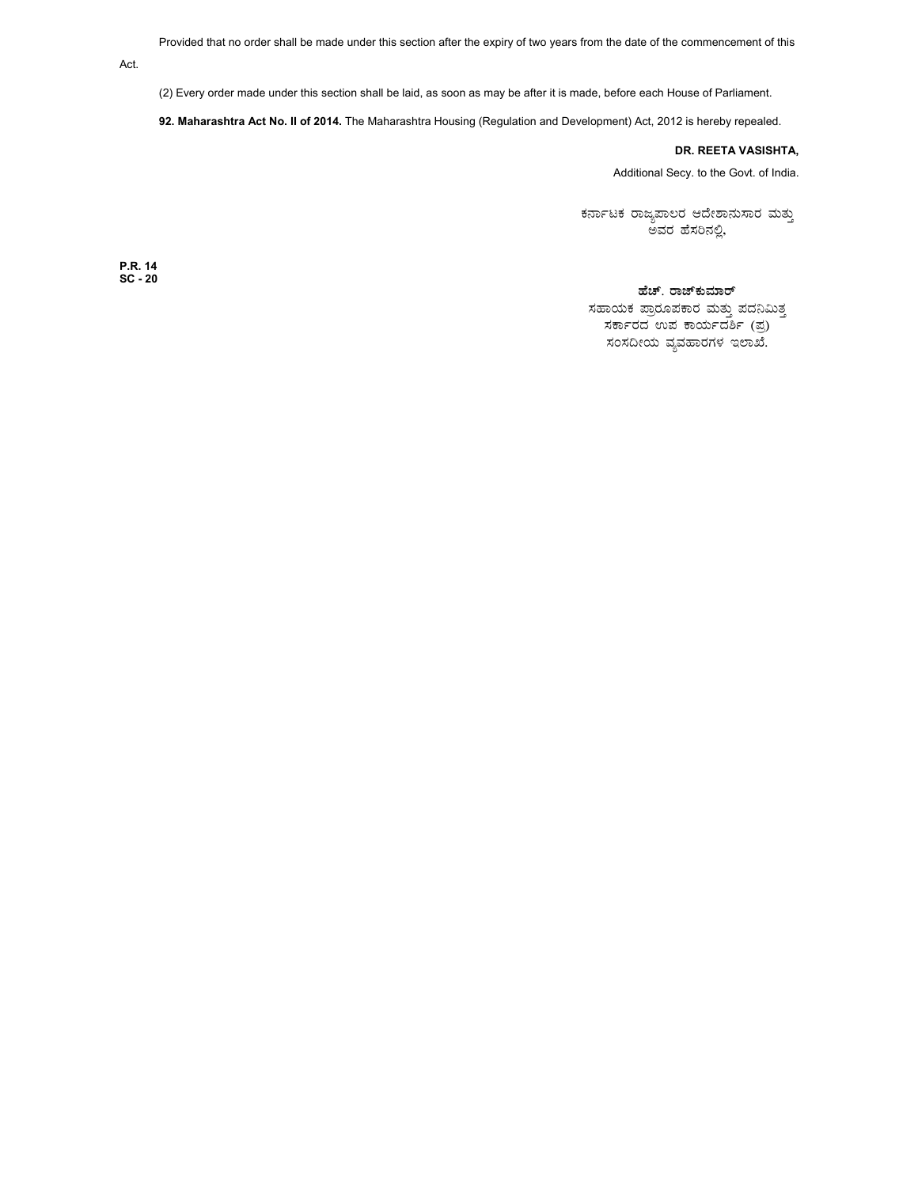Provided that no order shall be made under this section after the expiry of two years from the date of the commencement of this Act.

(2) Every order made under this section shall be laid, as soon as may be after it is made, before each House of Parliament.

**92. Maharashtra Act No. II of 2014.** The Maharashtra Housing (Regulation and Development) Act, 2012 is hereby repealed.

**DR. REETA VASISHTA,**

Additional Secy. to the Govt. of India.

ಕರ್ನಾಟಕ ರಾಜ್ಯಪಾಲರ ಆದೇಶಾನುಸಾರ ಮತ್ತು ಅವರ ಹೆಸರಿನಲ್ಲಿ,

**P.R. 14**
**SC - 20**

**ಹೆಚ್. ರಾಜ್‌ಕುಮಾರ್**

ಸಹಾಯಕ ಪ್ರಾರೂಪಕಾರ ಮತ್ತು ಪದನಿಮಿತ್ತ ಸರ್ಕಾರದ ಉಪ ಕಾರ್ಯದರ್ಶಿ (ಪ್ರ)
ಸಂಸದೀಯ ವ್ಯವಹಾರಗಳ ಇಲಾಖೆ.